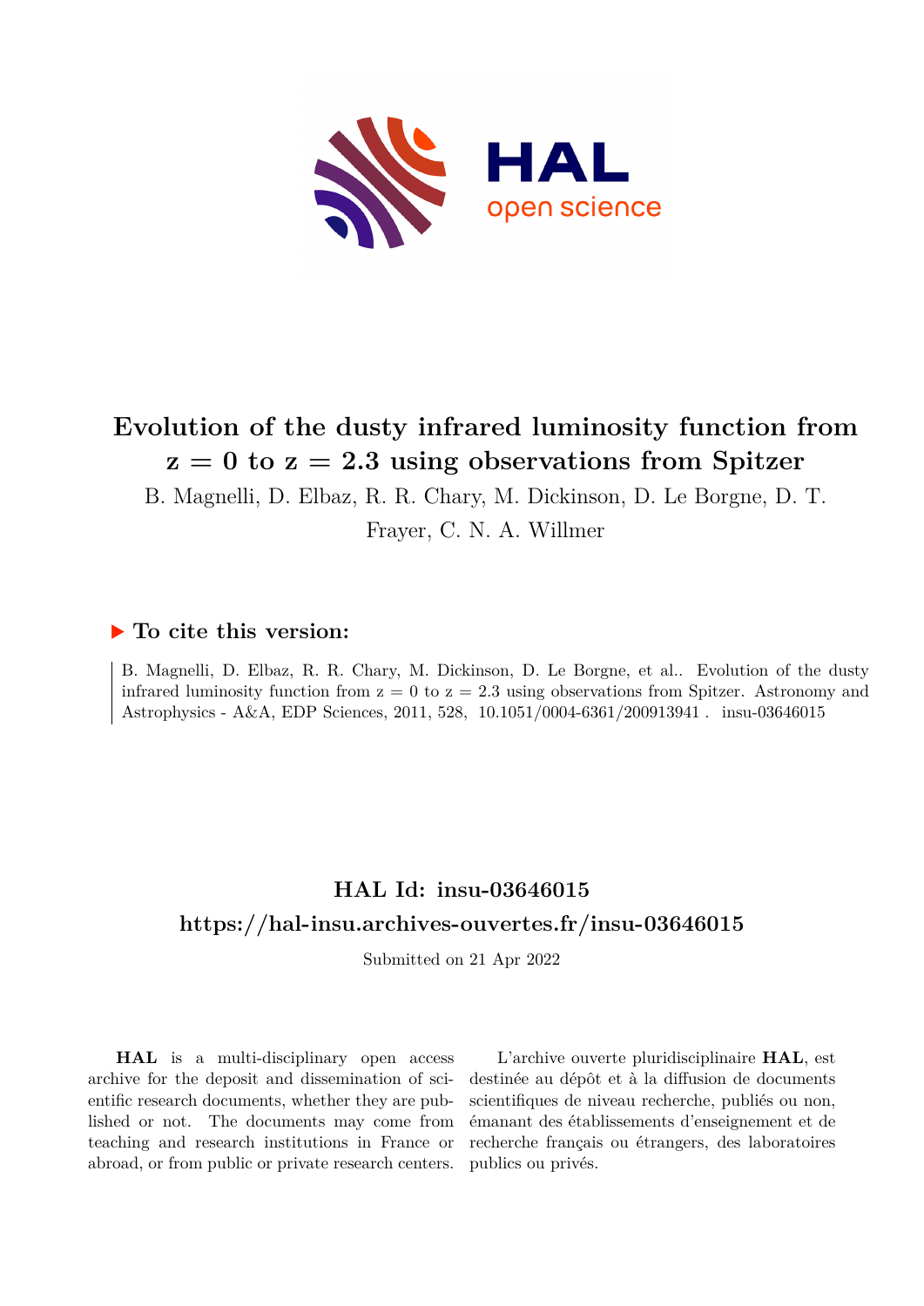# Evolution of the dusty infrared luminosity function from z = 0 to z = 2.3 using observations from Spitzer

B. Magnelli, D. Elbaz, R. R. Chary, M. Dickinson, D. Le Borgne, D. T. Frayer, C. N. A. Willmer

## ▶ To cite this version:

B. Magnelli, D. Elbaz, R. R. Chary, M. Dickinson, D. Le Borgne, et al.. Evolution of the dusty infrared luminosity function from z = 0 to z = 2.3 using observations from Spitzer. Astronomy and Astrophysics - A&A, EDP Sciences, 2011, 528, 10.1051/0004-6361/200913941 . insu-03646015

## HAL Id: insu-03646015

## https://hal-insu.archives-ouvertes.fr/insu-03646015

Submitted on 21 Apr 2022

**HAL** is a multi-disciplinary open access archive for the deposit and dissemination of scientific research documents, whether they are published or not. The documents may come from teaching and research institutions in France or abroad, or from public or private research centers.

L'archive ouverte pluridisciplinaire **HAL**, est destinée au dépôt et à la diffusion de documents scientifiques de niveau recherche, publiés ou non, émanant des établissements d'enseignement et de recherche français ou étrangers, des laboratoires publics ou privés.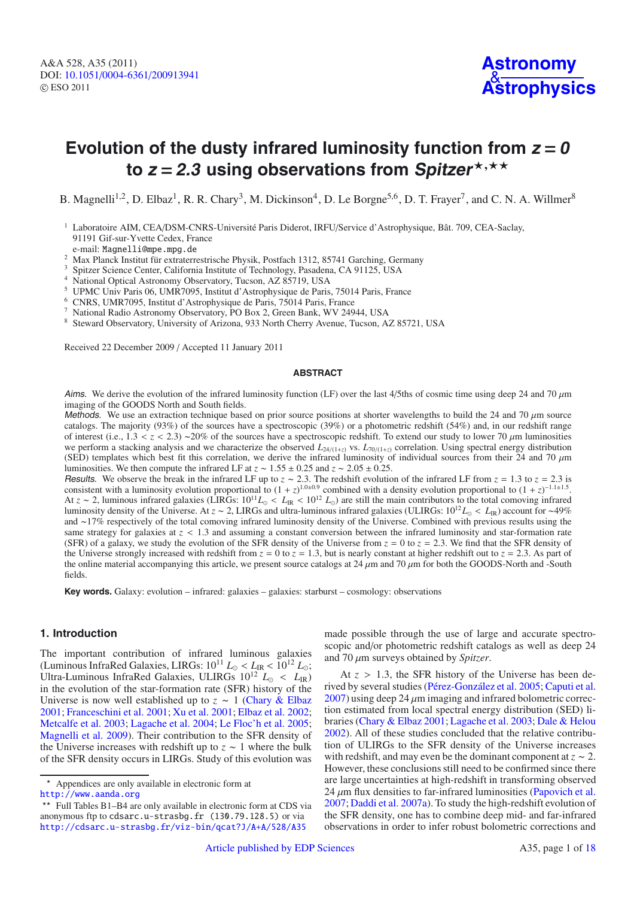# Evolution of the dusty infrared luminosity function from $z = 0$ to $z = 2.3$ using observations from *Spitzer*[⋆,⋆⋆]

B. Magnelli[1,2], D. Elbaz[1], R. R. Chary[3], M. Dickinson[4], D. Le Borgne[5,6], D. T. Frayer[7], and C. N. A. Willmer[8]

[1] Laboratoire AIM, CEA/DSM-CNRS-Université Paris Diderot, IRFU/Service d'Astrophysique, Bât. 709, CEA-Saclay, 91191 Gif-sur-Yvette Cedex, France
e-mail: Magnelli@mpe.mpg.de

[2] Max Planck Institut für extraterrestrische Physik, Postfach 1312, 85741 Garching, Germany

[3] Spitzer Science Center, California Institute of Technology, Pasadena, CA 91125, USA

[4] National Optical Astronomy Observatory, Tucson, AZ 85719, USA

[5] UPMC Univ Paris 06, UMR7095, Institut d'Astrophysique de Paris, 75014 Paris, France

[6] CNRS, UMR7095, Institut d'Astrophysique de Paris, 75014 Paris, France

[7] National Radio Astronomy Observatory, PO Box 2, Green Bank, WV 24944, USA

[8] Steward Observatory, University of Arizona, 933 North Cherry Avenue, Tucson, AZ 85721, USA

Received 22 December 2009 / Accepted 11 January 2011

## ABSTRACT

*Aims.* We derive the evolution of the infrared luminosity function (LF) over the last 4/5ths of cosmic time using deep 24 and 70 $\mu$m imaging of the GOODS North and South fields.

*Methods.* We use an extraction technique based on prior source positions at shorter wavelengths to build the 24 and 70 $\mu$m source catalogs. The majority (93%) of the sources have a spectroscopic (39%) or a photometric redshift (54%) and, in our redshift range of interest (i.e., $1.3 < z < 2.3$) ~20% of the sources have a spectroscopic redshift. To extend our study to lower 70 $\mu$m luminosities we perform a stacking analysis and we characterize the observed $L_{24/(1+z)}$ vs. $L_{70/(1+z)}$ correlation. Using spectral energy distribution (SED) templates which best fit this correlation, we derive the infrared luminosity of individual sources from their 24 and 70 $\mu$m luminosities. We then compute the infrared LF at $z \sim 1.55 \pm 0.25$ and $z \sim 2.05 \pm 0.25$.

*Results.* We observe the break in the infrared LF up to $z \sim 2.3$. The redshift evolution of the infrared LF from $z = 1.3$ to $z = 2.3$ is consistent with a luminosity evolution proportional to $(1 + z)^{1.0\pm0.9}$ combined with a density evolution proportional to $(1 + z)^{-1.1\pm1.5}$. At $z \sim 2$, luminous infrared galaxies (LIRGs: $10^{11}L_{\odot} < L_{\rm IR} < 10^{12}\ L_{\odot}$) are still the main contributors to the total comoving infrared luminosity density of the Universe. At $z \sim 2$, LIRGs and ultra-luminous infrared galaxies (ULIRGs: $10^{12}L_{\odot} < L_{\rm IR}$) account for ~49% and ~17% respectively of the total comoving infrared luminosity density of the Universe. Combined with previous results using the same strategy for galaxies at $z < 1.3$ and assuming a constant conversion between the infrared luminosity and star-formation rate (SFR) of a galaxy, we study the evolution of the SFR density of the Universe from $z = 0$ to $z = 2.3$. We find that the SFR density of the Universe strongly increased with redshift from $z = 0$ to $z = 1.3$, but is nearly constant at higher redshift out to $z = 2.3$. As part of the online material accompanying this article, we present source catalogs at 24 $\mu$m and 70 $\mu$m for both the GOODS-North and -South fields.

**Key words.** Galaxy: evolution – infrared: galaxies – galaxies: starburst – cosmology: observations

## 1. Introduction

The important contribution of infrared luminous galaxies (Luminous InfraRed Galaxies, LIRGs: $10^{11}\ L_{\odot} < L_{\rm IR} < 10^{12}\ L_{\odot}$; Ultra-Luminous InfraRed Galaxies, ULIRGs $10^{12}\ L_{\odot} < L_{\rm IR}$) in the evolution of the star-formation rate (SFR) history of the Universe is now well established up to $z \sim 1$ (Chary & Elbaz 2001; Franceschini et al. 2001; Xu et al. 2001; Elbaz et al. 2002; Metcalfe et al. 2003; Lagache et al. 2004; Le Floc'h et al. 2005; Magnelli et al. 2009). Their contribution to the SFR density of the Universe increases with redshift up to $z \sim 1$ where the bulk of the SFR density occurs in LIRGs. Study of this evolution was made possible through the use of large and accurate spectroscopic and/or photometric redshift catalogs as well as deep 24 and 70 $\mu$m surveys obtained by *Spitzer*.

At $z > 1.3$, the SFR history of the Universe has been derived by several studies (Pérez-González et al. 2005; Caputi et al. 2007) using deep 24 $\mu$m imaging and infrared bolometric correction estimated from local spectral energy distribution (SED) libraries (Chary & Elbaz 2001; Lagache et al. 2003; Dale & Helou 2002). All of these studies concluded that the relative contribution of ULIRGs to the SFR density of the Universe increases with redshift, and may even be the dominant component at $z \sim 2$. However, these conclusions still need to be confirmed since there are large uncertainties at high-redshift in transforming observed 24 $\mu$m flux densities to far-infrared luminosities (Papovich et al. 2007; Daddi et al. 2007a). To study the high-redshift evolution of the SFR density, one has to combine deep mid- and far-infrared observations in order to infer robust bolometric corrections and

[⋆] Appendices are only available in electronic form at http://www.aanda.org

[⋆⋆] Full Tables B1–B4 are only available in electronic form at CDS via anonymous ftp to cdsarc.u-strasbg.fr (130.79.128.5) or via http://cdsarc.u-strasbg.fr/viz-bin/qcat?J/A+A/528/A35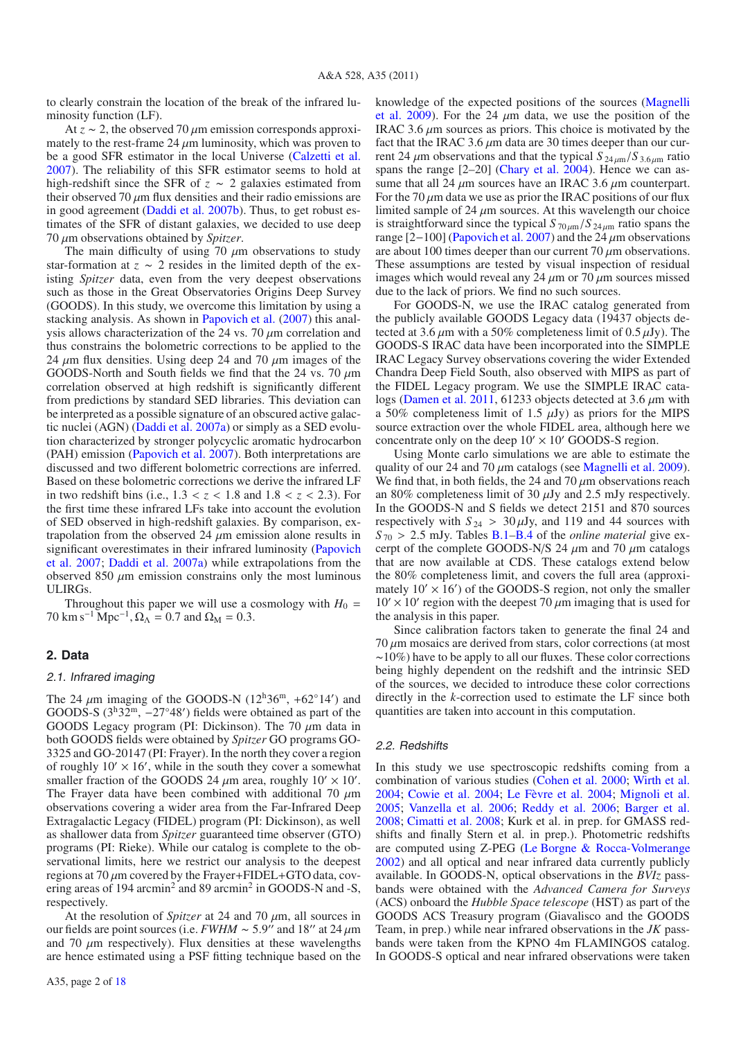to clearly constrain the location of the break of the infrared luminosity function (LF).

At $z \sim 2$, the observed 70 $\mu$m emission corresponds approximately to the rest-frame 24 $\mu$m luminosity, which was proven to be a good SFR estimator in the local Universe (Calzetti et al. 2007). The reliability of this SFR estimator seems to hold at high-redshift since the SFR of $z \sim 2$ galaxies estimated from their observed 70 $\mu$m flux densities and their radio emissions are in good agreement (Daddi et al. 2007b). Thus, to get robust estimates of the SFR of distant galaxies, we decided to use deep 70 $\mu$m observations obtained by *Spitzer*.

The main difficulty of using 70 $\mu$m observations to study star-formation at $z \sim 2$ resides in the limited depth of the existing *Spitzer* data, even from the very deepest observations such as those in the Great Observatories Origins Deep Survey (GOODS). In this study, we overcome this limitation by using a stacking analysis. As shown in Papovich et al. (2007) this analysis allows characterization of the 24 vs. 70 $\mu$m correlation and thus constrains the bolometric corrections to be applied to the 24 $\mu$m flux densities. Using deep 24 and 70 $\mu$m images of the GOODS-North and South fields we find that the 24 vs. 70 $\mu$m correlation observed at high redshift is significantly different from predictions by standard SED libraries. This deviation can be interpreted as a possible signature of an obscured active galactic nuclei (AGN) (Daddi et al. 2007a) or simply as a SED evolution characterized by stronger polycyclic aromatic hydrocarbon (PAH) emission (Papovich et al. 2007). Both interpretations are discussed and two different bolometric corrections are inferred. Based on these bolometric corrections we derive the infrared LF in two redshift bins (i.e., $1.3 < z < 1.8$ and $1.8 < z < 2.3$). For the first time these infrared LFs take into account the evolution of SED observed in high-redshift galaxies. By comparison, extrapolation from the observed 24 $\mu$m emission alone results in significant overestimates in their infrared luminosity (Papovich et al. 2007; Daddi et al. 2007a) while extrapolations from the observed 850 $\mu$m emission constrains only the most luminous ULIRGs.

Throughout this paper we will use a cosmology with $H_0 = 70$ km s$^{-1}$ Mpc$^{-1}$, $\Omega_\Lambda = 0.7$ and $\Omega_M = 0.3$.

## 2. Data

### 2.1. Infrared imaging

The 24 $\mu$m imaging of the GOODS-N ($12^h36^m$, $+62°14'$) and GOODS-S ($3^h32^m$, $-27°48'$) fields were obtained as part of the GOODS Legacy program (PI: Dickinson). The 70 $\mu$m data in both GOODS fields were obtained by *Spitzer* GO programs GO-3325 and GO-20147 (PI: Frayer). In the north they cover a region of roughly $10' \times 16'$, while in the south they cover a somewhat smaller fraction of the GOODS 24 $\mu$m area, roughly $10' \times 10'$. The Frayer data have been combined with additional 70 $\mu$m observations covering a wider area from the Far-Infrared Deep Extragalactic Legacy (FIDEL) program (PI: Dickinson), as well as shallower data from *Spitzer* guaranteed time observer (GTO) programs (PI: Rieke). While our catalog is complete to the observational limits, here we restrict our analysis to the deepest regions at 70 $\mu$m covered by the Frayer+FIDEL+GTO data, covering areas of 194 arcmin$^2$ and 89 arcmin$^2$ in GOODS-N and -S, respectively.

At the resolution of *Spitzer* at 24 and 70 $\mu$m, all sources in our fields are point sources (i.e. $FWHM \sim 5.9''$ and $18''$ at 24 $\mu$m and 70 $\mu$m respectively). Flux densities at these wavelengths are hence estimated using a PSF fitting technique based on the knowledge of the expected positions of the sources (Magnelli et al. 2009). For the 24 $\mu$m data, we use the position of the IRAC 3.6 $\mu$m sources as priors. This choice is motivated by the fact that the IRAC 3.6 $\mu$m data are 30 times deeper than our current 24 $\mu$m observations and that the typical $S_{24\,\mu\text{m}}/S_{3.6\,\mu\text{m}}$ ratio spans the range [2–20] (Chary et al. 2004). Hence we can assume that all 24 $\mu$m sources have an IRAC 3.6 $\mu$m counterpart. For the 70 $\mu$m data we use as prior the IRAC positions of our flux limited sample of 24 $\mu$m sources. At this wavelength our choice is straightforward since the typical $S_{70\,\mu\text{m}}/S_{24\,\mu\text{m}}$ ratio spans the range [2−100] (Papovich et al. 2007) and the 24 $\mu$m observations are about 100 times deeper than our current 70 $\mu$m observations. These assumptions are tested by visual inspection of residual images which would reveal any 24 $\mu$m or 70 $\mu$m sources missed due to the lack of priors. We find no such sources.

For GOODS-N, we use the IRAC catalog generated from the publicly available GOODS Legacy data (19437 objects detected at 3.6 $\mu$m with a 50% completeness limit of 0.5 $\mu$Jy). The GOODS-S IRAC data have been incorporated into the SIMPLE IRAC Legacy Survey observations covering the wider Extended Chandra Deep Field South, also observed with MIPS as part of the FIDEL Legacy program. We use the SIMPLE IRAC catalogs (Damen et al. 2011, 61233 objects detected at 3.6 $\mu$m with a 50% completeness limit of 1.5 $\mu$Jy) as priors for the MIPS source extraction over the whole FIDEL area, although here we concentrate only on the deep $10' \times 10'$ GOODS-S region.

Using Monte carlo simulations we are able to estimate the quality of our 24 and 70 $\mu$m catalogs (see Magnelli et al. 2009). We find that, in both fields, the 24 and 70 $\mu$m observations reach an 80% completeness limit of 30 $\mu$Jy and 2.5 mJy respectively. In the GOODS-N and S fields we detect 2151 and 870 sources respectively with $S_{24} > 30\,\mu$Jy, and 119 and 44 sources with $S_{70} > 2.5$ mJy. Tables B.1–B.4 of the *online material* give excerpt of the complete GOODS-N/S 24 $\mu$m and 70 $\mu$m catalogs that are now available at CDS. These catalogs extend below the 80% completeness limit, and covers the full area (approximately $10' \times 16'$) of the GOODS-S region, not only the smaller $10' \times 10'$ region with the deepest 70 $\mu$m imaging that is used for the analysis in this paper.

Since calibration factors taken to generate the final 24 and 70 $\mu$m mosaics are derived from stars, color corrections (at most ~10%) have to be apply to all our fluxes. These color corrections being highly dependent on the redshift and the intrinsic SED of the sources, we decided to introduce these color corrections directly in the *k*-correction used to estimate the LF since both quantities are taken into account in this computation.

### 2.2. Redshifts

In this study we use spectroscopic redshifts coming from a combination of various studies (Cohen et al. 2000; Wirth et al. 2004; Cowie et al. 2004; Le Fèvre et al. 2004; Mignoli et al. 2005; Vanzella et al. 2006; Reddy et al. 2006; Barger et al. 2008; Cimatti et al. 2008; Kurk et al. in prep. for GMASS redshifts and finally Stern et al. in prep.). Photometric redshifts are computed using Z-PEG (Le Borgne & Rocca-Volmerange 2002) and all optical and near infrared data currently publicly available. In GOODS-N, optical observations in the *BVIz* passbands were obtained with the *Advanced Camera for Surveys* (ACS) onboard the *Hubble Space telescope* (HST) as part of the GOODS ACS Treasury program (Giavalisco and the GOODS Team, in prep.) while near infrared observations in the *JK* passbands were taken from the KPNO 4m FLAMINGOS catalog. In GOODS-S optical and near infrared observations were taken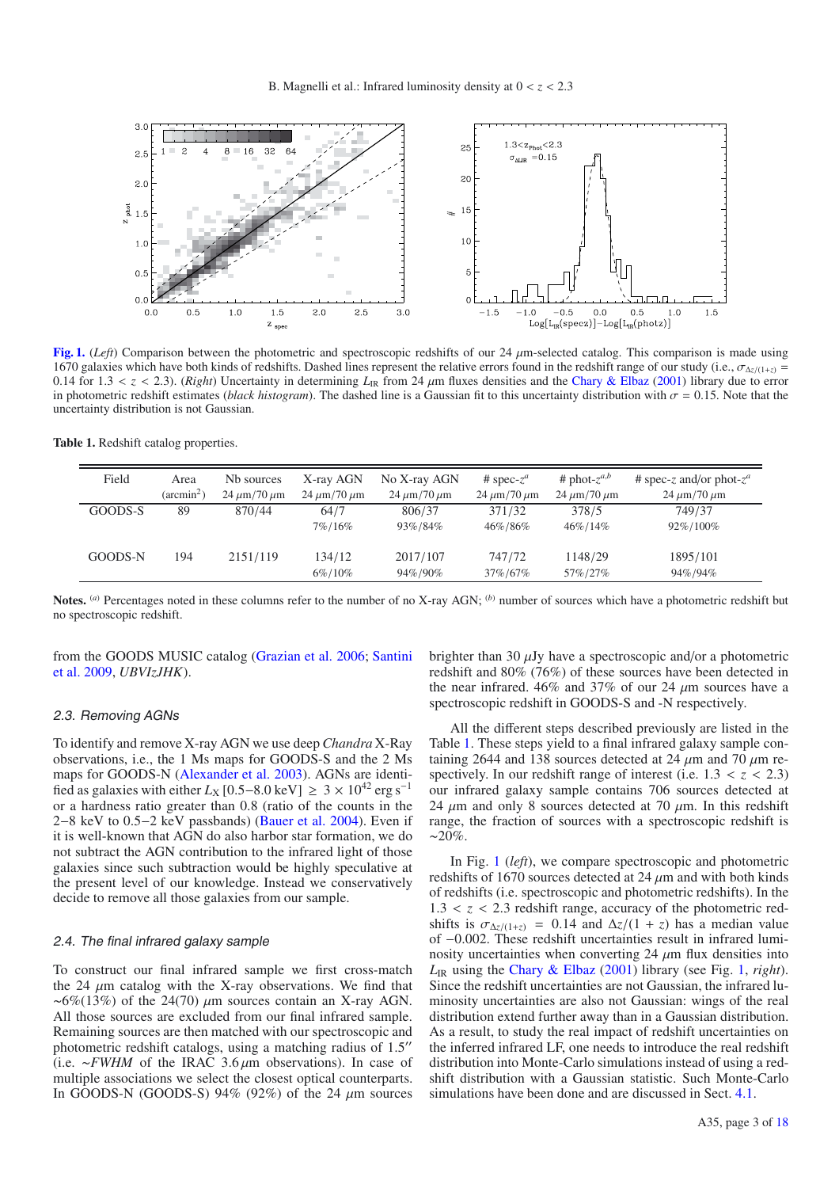**Fig. 1.** (*Left*) Comparison between the photometric and spectroscopic redshifts of our 24 $\mu$m-selected catalog. This comparison is made using 1670 galaxies which have both kinds of redshifts. Dashed lines represent the relative errors found in the redshift range of our study (i.e., $\sigma_{\Delta z/(1+z)} = 0.14$ for $1.3 < z < 2.3$). (*Right*) Uncertainty in determining $L_{\rm IR}$ from 24 $\mu$m fluxes densities and the Chary & Elbaz (2001) library due to error in photometric redshift estimates (*black histogram*). The dashed line is a Gaussian fit to this uncertainty distribution with $\sigma = 0.15$. Note that the uncertainty distribution is not Gaussian.

**Table 1.** Redshift catalog properties.

| Field | Area (arcmin$^2$) | Nb sources 24 $\mu$m/70 $\mu$m | X-ray AGN 24 $\mu$m/70 $\mu$m | No X-ray AGN 24 $\mu$m/70 $\mu$m | # spec-$z^a$ 24 $\mu$m/70 $\mu$m | # phot-$z^{a,b}$ 24 $\mu$m/70 $\mu$m | # spec-$z$ and/or phot-$z^a$ 24 $\mu$m/70 $\mu$m |
|---|---|---|---|---|---|---|---|
| GOODS-S | 89 | 870/44 | 64/7 | 806/37 | 371/32 | 378/5 | 749/37 |
| | | | 7%/16% | 93%/84% | 46%/86% | 46%/14% | 92%/100% |
| GOODS-N | 194 | 2151/119 | 134/12 | 2017/107 | 747/72 | 1148/29 | 1895/101 |
| | | | 6%/10% | 94%/90% | 37%/67% | 57%/27% | 94%/94% |

**Notes.** [(a)] Percentages noted in these columns refer to the number of no X-ray AGN; [(b)] number of sources which have a photometric redshift but no spectroscopic redshift.

from the GOODS MUSIC catalog (Grazian et al. 2006; Santini et al. 2009, *UBVIzJHK*).

### 2.3. Removing AGNs

To identify and remove X-ray AGN we use deep *Chandra* X-Ray observations, i.e., the 1 Ms maps for GOODS-S and the 2 Ms maps for GOODS-N (Alexander et al. 2003). AGNs are identified as galaxies with either $L_{\rm X}\,[0.5{-}8.0\,{\rm keV}] \geq 3 \times 10^{42}$ erg s$^{-1}$ or a hardness ratio greater than 0.8 (ratio of the counts in the 2–8 keV to 0.5–2 keV passbands) (Bauer et al. 2004). Even if it is well-known that AGN do also harbor star formation, we do not subtract the AGN contribution to the infrared light of those galaxies since such subtraction would be highly speculative at the present level of our knowledge. Instead we conservatively decide to remove all those galaxies from our sample.

### 2.4. The final infrared galaxy sample

To construct our final infrared sample we first cross-match the 24 $\mu$m catalog with the X-ray observations. We find that ~6%(13%) of the 24(70) $\mu$m sources contain an X-ray AGN. All those sources are excluded from our final infrared sample. Remaining sources are then matched with our spectroscopic and photometric redshift catalogs, using a matching radius of 1.5″ (i.e. ~*FWHM* of the IRAC 3.6 $\mu$m observations). In case of multiple associations we select the closest optical counterparts. In GOODS-N (GOODS-S) 94% (92%) of the 24 $\mu$m sources brighter than 30 $\mu$Jy have a spectroscopic and/or a photometric redshift and 80% (76%) of these sources have been detected in the near infrared. 46% and 37% of our 24 $\mu$m sources have a spectroscopic redshift in GOODS-S and -N respectively.

All the different steps described previously are listed in the Table 1. These steps yield to a final infrared galaxy sample containing 2644 and 138 sources detected at 24 $\mu$m and 70 $\mu$m respectively. In our redshift range of interest (i.e. $1.3 < z < 2.3$) our infrared galaxy sample contains 706 sources detected at 24 $\mu$m and only 8 sources detected at 70 $\mu$m. In this redshift range, the fraction of sources with a spectroscopic redshift is ~20%.

In Fig. 1 (*left*), we compare spectroscopic and photometric redshifts of 1670 sources detected at 24 $\mu$m and with both kinds of redshifts (i.e. spectroscopic and photometric redshifts). In the $1.3 < z < 2.3$ redshift range, accuracy of the photometric redshifts is $\sigma_{\Delta z/(1+z)} = 0.14$ and $\Delta z/(1 + z)$ has a median value of $-0.002$. These redshift uncertainties result in infrared luminosity uncertainties when converting 24 $\mu$m flux densities into $L_{\rm IR}$ using the Chary & Elbaz (2001) library (see Fig. 1, *right*). Since the redshift uncertainties are not Gaussian, the infrared luminosity uncertainties are also not Gaussian: wings of the real distribution extend further away than in a Gaussian distribution. As a result, to study the real impact of redshift uncertainties on the inferred infrared LF, one needs to introduce the real redshift distribution into Monte-Carlo simulations instead of using a redshift distribution with a Gaussian statistic. Such Monte-Carlo simulations have been done and are discussed in Sect. 4.1.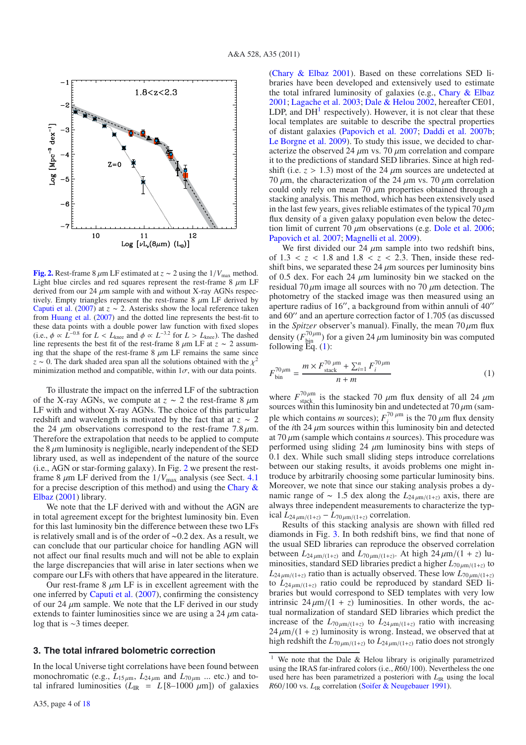**Fig. 2.** Rest-frame 8 $\mu$m LF estimated at $z \sim 2$ using the $1/V_{\rm max}$ method. Light blue circles and red squares represent the rest-frame 8 $\mu$m LF derived from our 24 $\mu$m sample with and without X-ray AGNs respectively. Empty triangles represent the rest-frame 8 $\mu$m LF derived by Caputi et al. (2007) at $z \sim 2$. Asterisks show the local reference taken from Huang et al. (2007) and the dotted line represents the best-fit to these data points with a double power law function with fixed slopes (i.e., $\phi \propto L^{-0.8}$ for $L < L_{\rm knee}$ and $\phi \propto L^{-3.2}$ for $L > L_{\rm knee}$). The dashed line represents the best fit of the rest-frame 8 $\mu$m LF at $z \sim 2$ assuming that the shape of the rest-frame 8 $\mu$m LF remains the same since $z \sim 0$. The dark shaded area span all the solutions obtained with the $\chi^2$ minimization method and compatible, within 1$\sigma$, with our data points.

To illustrate the impact on the inferred LF of the subtraction of the X-ray AGNs, we compute at $z \sim 2$ the rest-frame 8 $\mu$m LF with and without X-ray AGNs. The choice of this particular redshift and wavelength is motivated by the fact that at $z \sim 2$ the 24 $\mu$m observations correspond to the rest-frame 7.8 $\mu$m. Therefore the extrapolation that needs to be applied to compute the 8 $\mu$m luminosity is negligible, nearly independent of the SED library used, as well as independent of the nature of the source (i.e., AGN or star-forming galaxy). In Fig. 2 we present the rest-frame 8 $\mu$m LF derived from the $1/V_{\rm max}$ analysis (see Sect. 4.1 for a precise description of this method) and using the Chary & Elbaz (2001) library.

We note that the LF derived with and without the AGN are in total agreement except for the brightest luminosity bin. Even for this last luminosity bin the difference between these two LFs is relatively small and is of the order of ~0.2 dex. As a result, we can conclude that our particular choice for handling AGN will not affect our final results much and will not be able to explain the large discrepancies that will arise in later sections when we compare our LFs with others that have appeared in the literature.

Our rest-frame 8 $\mu$m LF is in excellent agreement with the one inferred by Caputi et al. (2007), confirming the consistency of our 24 $\mu$m sample. We note that the LF derived in our study extends to fainter luminosities since we are using a 24 $\mu$m catalog that is ~3 times deeper.

## 3. The total infrared bolometric correction

In the local Universe tight correlations have been found between monochromatic (e.g., $L_{15\,\mu{\rm m}}$, $L_{24\,\mu{\rm m}}$ and $L_{70\,\mu{\rm m}}$ ... etc.) and total infrared luminosities ($L_{\rm IR}$ = $L$[8–1000 $\mu$m]) of galaxies (Chary & Elbaz 2001). Based on these correlations SED libraries have been developed and extensively used to estimate the total infrared luminosity of galaxies (e.g., Chary & Elbaz 2001; Lagache et al. 2003; Dale & Helou 2002, hereafter CE01, LDP, and DH[1] respectively). However, it is not clear that these local templates are suitable to describe the spectral properties of distant galaxies (Papovich et al. 2007; Daddi et al. 2007b; Le Borgne et al. 2009). To study this issue, we decided to characterize the observed 24 $\mu$m vs. 70 $\mu$m correlation and compare it to the predictions of standard SED libraries. Since at high redshift (i.e. $z > 1.3$) most of the 24 $\mu$m sources are undetected at 70 $\mu$m, the characterization of the 24 $\mu$m vs. 70 $\mu$m correlation could only rely on mean 70 $\mu$m properties obtained through a stacking analysis. This method, which has been extensively used in the last few years, gives reliable estimates of the typical 70 $\mu$m flux density of a given galaxy population even below the detection limit of current 70 $\mu$m observations (e.g. Dole et al. 2006; Papovich et al. 2007; Magnelli et al. 2009).

We first divided our 24 $\mu$m sample into two redshift bins, of $1.3 < z < 1.8$ and $1.8 < z < 2.3$. Then, inside these redshift bins, we separated these 24 $\mu$m sources per luminosity bins of 0.5 dex. For each 24 $\mu$m luminosity bin we stacked on the residual 70 $\mu$m image all sources with no 70 $\mu$m detection. The photometry of the stacked image was then measured using an aperture radius of 16″, a background from within annuli of 40″ and 60″ and an aperture correction factor of 1.705 (as discussed in the *Spitzer* observer's manual). Finally, the mean 70 $\mu$m flux density ($F_{\rm bin}^{70\,\mu{\rm m}}$) for a given 24 $\mu$m luminosity bin was computed following Eq. (1):

$$F_{\rm bin}^{70\,\mu{\rm m}} = \frac{m \times F_{\rm stack}^{70\,\mu{\rm m}} + \sum_{i=1}^{n} F_{i}^{70\,\mu{\rm m}}}{n+m} \quad (1)$$

where $F_{\rm stack}^{70\,\mu{\rm m}}$ is the stacked 70 $\mu$m flux density of all 24 $\mu$m sources within this luminosity bin and undetected at 70 $\mu$m (sample which contains $m$ sources); $F_{i}^{70\,\mu{\rm m}}$ is the 70 $\mu$m flux density of the $i$th 24 $\mu$m sources within this luminosity bin and detected at 70 $\mu$m (sample which contains $n$ sources). This procedure was performed using sliding 24 $\mu$m luminosity bins with steps of 0.1 dex. While such small sliding steps introduce correlations between our staking results, it avoids problems one might introduce by arbitrarily choosing some particular luminosity bins. Moreover, we note that since our staking analysis probes a dynamic range of ~ 1.5 dex along the $L_{24\,\mu{\rm m}/(1+z)}$ axis, there are always three independent measurements to characterize the typical $L_{24\,\mu{\rm m}/(1+z)} - L_{70\,\mu{\rm m}/(1+z)}$ correlation.

Results of this stacking analysis are shown with filled red diamonds in Fig. 3. In both redshift bins, we find that none of the usual SED libraries can reproduce the correlation between $L_{24\,\mu{\rm m}/(1+z)}$ and $L_{70\,\mu{\rm m}/(1+z)}$. At high 24 $\mu$m/(1 + $z$) luminosities, standard SED libraries predict a higher $L_{70\,\mu{\rm m}/(1+z)}$ to $L_{24\,\mu{\rm m}/(1+z)}$ ratio than is actually observed. These low $L_{70\,\mu{\rm m}/(1+z)}$ to $L_{24\,\mu{\rm m}/(1+z)}$ ratio could be reproduced by standard SED libraries but would correspond to SED templates with very low intrinsic 24 $\mu$m/(1 + $z$) luminosities. In other words, the actual normalization of standard SED libraries which predict the increase of the $L_{70\,\mu{\rm m}/(1+z)}$ to $L_{24\,\mu{\rm m}/(1+z)}$ ratio with increasing 24 $\mu$m/(1 + $z$) luminosity is wrong. Instead, we observed that at high redshift the $L_{70\,\mu{\rm m}/(1+z)}$ to $L_{24\,\mu{\rm m}/(1+z)}$ ratio does not strongly

[1] We note that the Dale & Helou library is originally parametrized using the IRAS far-infrared colors (i.e., $R$60/100). Nevertheless the one used here has been parametrized a posteriori with $L_{\rm IR}$ using the local $R$60/100 vs. $L_{\rm IR}$ correlation (Soifer & Neugebauer 1991).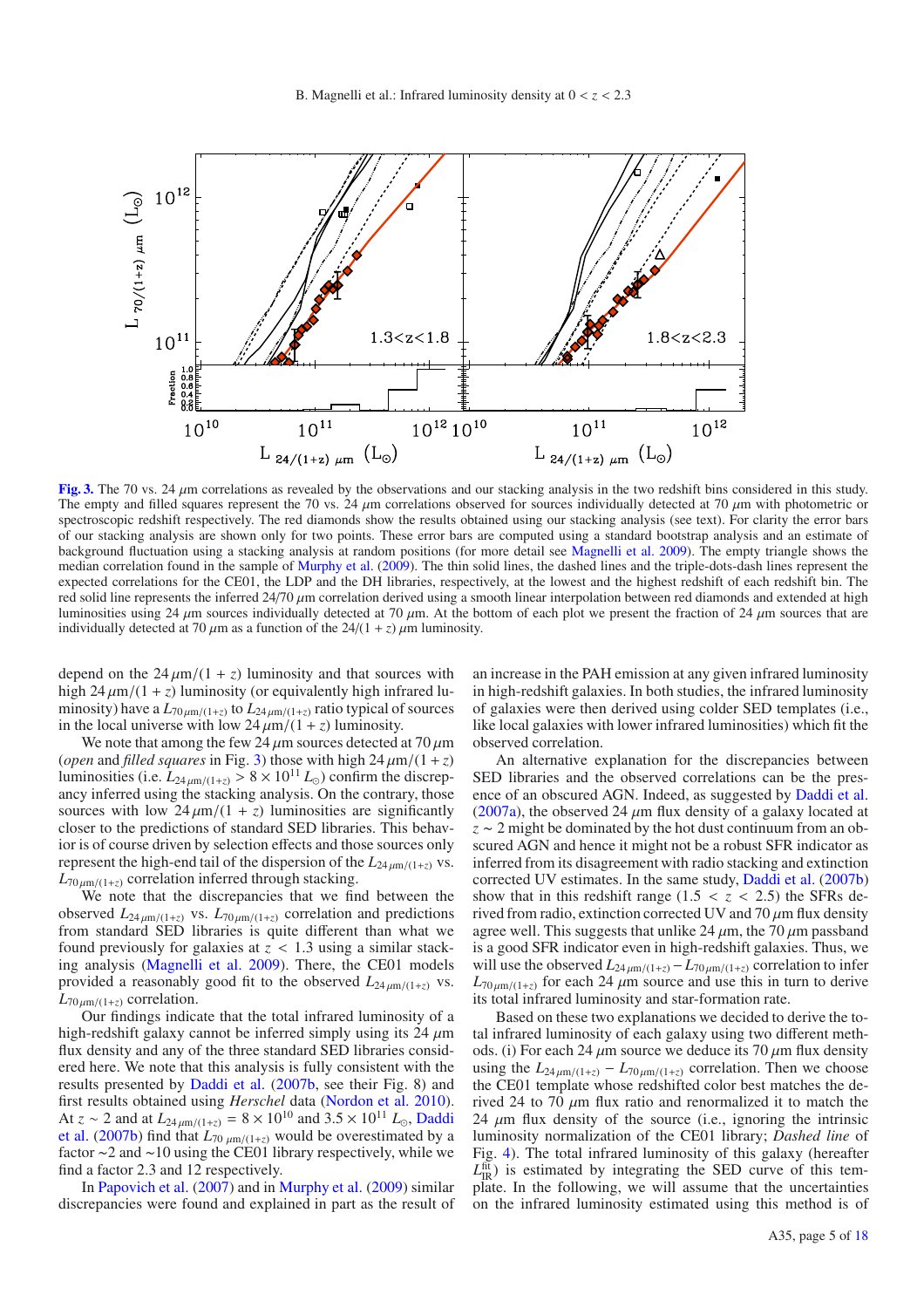**Fig. 3.** The 70 vs. 24 $\mu$m correlations as revealed by the observations and our stacking analysis in the two redshift bins considered in this study. The empty and filled squares represent the 70 vs. 24 $\mu$m correlations observed for sources individually detected at 70 $\mu$m with photometric or spectroscopic redshift respectively. The red diamonds show the results obtained using our stacking analysis (see text). For clarity the error bars of our stacking analysis are shown only for two points. These error bars are computed using a standard bootstrap analysis and an estimate of background fluctuation using a stacking analysis at random positions (for more detail see Magnelli et al. 2009). The empty triangle shows the median correlation found in the sample of Murphy et al. (2009). The thin solid lines, the dashed lines and the triple-dots-dash lines represent the expected correlations for the CE01, the LDP and the DH libraries, respectively, at the lowest and the highest redshift of each redshift bin. The red solid line represents the inferred 24/70 $\mu$m correlation derived using a smooth linear interpolation between red diamonds and extended at high luminosities using 24 $\mu$m sources individually detected at 70 $\mu$m. At the bottom of each plot we present the fraction of 24 $\mu$m sources that are individually detected at 70 $\mu$m as a function of the $24/(1+z)$ $\mu$m luminosity.

depend on the $24\,\mu\text{m}/(1+z)$ luminosity and that sources with high $24\,\mu\text{m}/(1+z)$ luminosity (or equivalently high infrared luminosity) have a $L_{70\,\mu\text{m}/(1+z)}$ to $L_{24\,\mu\text{m}/(1+z)}$ ratio typical of sources in the local universe with low $24\,\mu\text{m}/(1+z)$ luminosity.

We note that among the few 24 $\mu$m sources detected at 70 $\mu$m (*open* and *filled squares* in Fig. 3) those with high $24\,\mu\text{m}/(1+z)$ luminosities (i.e. $L_{24\,\mu\text{m}/(1+z)} > 8\times10^{11}\,L_{\odot}$) confirm the discrepancy inferred using the stacking analysis. On the contrary, those sources with low $24\,\mu\text{m}/(1+z)$ luminosities are significantly closer to the predictions of standard SED libraries. This behavior is of course driven by selection effects and those sources only represent the high-end tail of the dispersion of the $L_{24\,\mu\text{m}/(1+z)}$ vs. $L_{70\,\mu\text{m}/(1+z)}$ correlation inferred through stacking.

We note that the discrepancies that we find between the observed $L_{24\,\mu\text{m}/(1+z)}$ vs. $L_{70\,\mu\text{m}/(1+z)}$ correlation and predictions from standard SED libraries is quite different than what we found previously for galaxies at $z < 1.3$ using a similar stacking analysis (Magnelli et al. 2009). There, the CE01 models provided a reasonably good fit to the observed $L_{24\,\mu\text{m}/(1+z)}$ vs. $L_{70\,\mu\text{m}/(1+z)}$ correlation.

Our findings indicate that the total infrared luminosity of a high-redshift galaxy cannot be inferred simply using its 24 $\mu$m flux density and any of the three standard SED libraries considered here. We note that this analysis is fully consistent with the results presented by Daddi et al. (2007b, see their Fig. 8) and first results obtained using *Herschel* data (Nordon et al. 2010). At $z \sim 2$ and at $L_{24\,\mu\text{m}/(1+z)} = 8\times10^{10}$ and $3.5\times10^{11}\,L_{\odot}$, Daddi et al. (2007b) find that $L_{70\,\mu\text{m}/(1+z)}$ would be overestimated by a factor $\sim$2 and $\sim$10 using the CE01 library respectively, while we find a factor 2.3 and 12 respectively.

In Papovich et al. (2007) and in Murphy et al. (2009) similar discrepancies were found and explained in part as the result of an increase in the PAH emission at any given infrared luminosity in high-redshift galaxies. In both studies, the infrared luminosity of galaxies were then derived using colder SED templates (i.e., like local galaxies with lower infrared luminosities) which fit the observed correlation.

An alternative explanation for the discrepancies between SED libraries and the observed correlations can be the presence of an obscured AGN. Indeed, as suggested by Daddi et al. (2007a), the observed 24 $\mu$m flux density of a galaxy located at $z \sim 2$ might be dominated by the hot dust continuum from an obscured AGN and hence it might not be a robust SFR indicator as inferred from its disagreement with radio stacking and extinction corrected UV estimates. In the same study, Daddi et al. (2007b) show that in this redshift range ($1.5 < z < 2.5$) the SFRs derived from radio, extinction corrected UV and 70 $\mu$m flux density agree well. This suggests that unlike 24 $\mu$m, the 70 $\mu$m passband is a good SFR indicator even in high-redshift galaxies. Thus, we will use the observed $L_{24\,\mu\text{m}/(1+z)} - L_{70\,\mu\text{m}/(1+z)}$ correlation to infer $L_{70\,\mu\text{m}/(1+z)}$ for each 24 $\mu$m source and use this in turn to derive its total infrared luminosity and star-formation rate.

Based on these two explanations we decided to derive the total infrared luminosity of each galaxy using two different methods. (i) For each 24 $\mu$m source we deduce its 70 $\mu$m flux density using the $L_{24\,\mu\text{m}/(1+z)} - L_{70\,\mu\text{m}/(1+z)}$ correlation. Then we choose the CE01 template whose redshifted color best matches the derived 24 to 70 $\mu$m flux ratio and renormalized it to match the 24 $\mu$m flux density of the source (i.e., ignoring the intrinsic luminosity normalization of the CE01 library; *Dashed line* of Fig. 4). The total infrared luminosity of this galaxy (hereafter $L_{\text{IR}}^{\text{fit}}$) is estimated by integrating the SED curve of this template. In the following, we will assume that the uncertainties on the infrared luminosity estimated using this method is of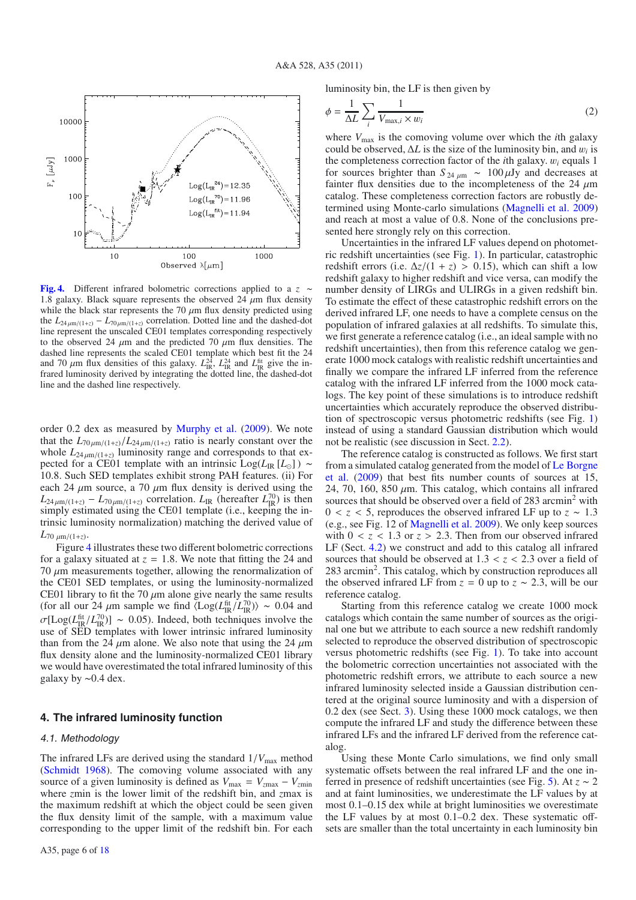**Fig. 4.** Different infrared bolometric corrections applied to a $z \sim 1.8$ galaxy. Black square represents the observed 24 $\mu$m flux density while the black star represents the 70 $\mu$m flux density predicted using the $L_{24\,\mu m/(1+z)} - L_{70\,\mu m/(1+z)}$ correlation. Dotted line and the dashed-dot line represent the unscaled CE01 templates corresponding respectively to the observed 24 $\mu$m and the predicted 70 $\mu$m flux densities. The dashed line represents the scaled CE01 template which best fit the 24 and 70 $\mu$m flux densities of this galaxy. $L_{\rm IR}^{24}$, $L_{\rm IR}^{24}$ and $L_{\rm IR}^{\rm fit}$ give the infrared luminosity derived by integrating the dotted line, the dashed-dot line and the dashed line respectively.

order 0.2 dex as measured by Murphy et al. (2009). We note that the $L_{70\,\mu m/(1+z)}/L_{24\,\mu m/(1+z)}$ ratio is nearly constant over the whole $L_{24\,\mu m/(1+z)}$ luminosity range and corresponds to that expected for a CE01 template with an intrinsic $\mathrm{Log}(L_{\rm IR}\,[L_{\odot}]) \sim 10.8$. Such SED templates exhibit strong PAH features. (ii) For each 24 $\mu$m source, a 70 $\mu$m flux density is derived using the $L_{24\,\mu m/(1+z)} - L_{70\,\mu m/(1+z)}$ correlation. $L_{\rm IR}$ (hereafter $L_{\rm IR}^{70}$) is then simply estimated using the CE01 template (i.e., keeping the intrinsic luminosity normalization) matching the derived value of $L_{70\,\mu m/(1+z)}$.

Figure 4 illustrates these two different bolometric corrections for a galaxy situated at $z = 1.8$. We note that fitting the 24 and 70 $\mu$m measurements together, allowing the renormalization of the CE01 SED templates, or using the luminosity-normalized CE01 library to fit the 70 $\mu$m alone give nearly the same results (for all our 24 $\mu$m sample we find $\langle \mathrm{Log}(L_{\rm IR}^{\rm fit}/L_{\rm IR}^{70})\rangle \sim 0.04$ and $\sigma[\mathrm{Log}(L_{\rm IR}^{\rm fit}/L_{\rm IR}^{70})] \sim 0.05$). Indeed, both techniques involve the use of SED templates with lower intrinsic infrared luminosity than from the 24 $\mu$m alone. We also note that using the 24 $\mu$m flux density alone and the luminosity-normalized CE01 library we would have overestimated the total infrared luminosity of this galaxy by $\sim$0.4 dex.

## 4. The infrared luminosity function

### 4.1. Methodology

The infrared LFs are derived using the standard $1/V_{\rm max}$ method (Schmidt 1968). The comoving volume associated with any source of a given luminosity is defined as $V_{\rm max} = V_{z\rm max} - V_{z\rm min}$ where $z$min is the lower limit of the redshift bin, and $z$max is the maximum redshift at which the object could be seen given the flux density limit of the sample, with a maximum value corresponding to the upper limit of the redshift bin. For each luminosity bin, the LF is then given by

$$\phi = \frac{1}{\Delta L} \sum_i \frac{1}{V_{\max,i} \times w_i} \tag{2}$$

where $V_{\rm max}$ is the comoving volume over which the $i$th galaxy could be observed, $\Delta L$ is the size of the luminosity bin, and $w_i$ is the completeness correction factor of the $i$th galaxy. $w_i$ equals 1 for sources brighter than $S_{24\,\mu m} \sim 100\,\mu$Jy and decreases at fainter flux densities due to the incompleteness of the 24 $\mu$m catalog. These completeness correction factors are robustly determined using Monte-carlo simulations (Magnelli et al. 2009) and reach at most a value of 0.8. None of the conclusions presented here strongly rely on this correction.

Uncertainties in the infrared LF values depend on photometric redshift uncertainties (see Fig. 1). In particular, catastrophic redshift errors (i.e. $\Delta z/(1+z) > 0.15$), which can shift a low redshift galaxy to higher redshift and vice versa, can modify the number density of LIRGs and ULIRGs in a given redshift bin. To estimate the effect of these catastrophic redshift errors on the derived infrared LF, one needs to have a complete census on the population of infrared galaxies at all redshifts. To simulate this, we first generate a reference catalog (i.e., an ideal sample with no redshift uncertainties), then from this reference catalog we generate 1000 mock catalogs with realistic redshift uncertainties and finally we compare the infrared LF inferred from the reference catalog with the infrared LF inferred from the 1000 mock catalogs. The key point of these simulations is to introduce redshift uncertainties which accurately reproduce the observed distribution of spectroscopic versus photometric redshifts (see Fig. 1) instead of using a standard Gaussian distribution which would not be realistic (see discussion in Sect. 2.2).

The reference catalog is constructed as follows. We first start from a simulated catalog generated from the model of Le Borgne et al. (2009) that best fits number counts of sources at 15, 24, 70, 160, 850 $\mu$m. This catalog, which contains all infrared sources that should be observed over a field of 283 arcmin$^2$ with $0 < z < 5$, reproduces the observed infrared LF up to $z \sim 1.3$ (e.g., see Fig. 12 of Magnelli et al. 2009). We only keep sources with $0 < z < 1.3$ or $z > 2.3$. Then from our observed infrared LF (Sect. 4.2) we construct and add to this catalog all infrared sources that should be observed at $1.3 < z < 2.3$ over a field of 283 arcmin$^2$. This catalog, which by construction reproduces all the observed infrared LF from $z = 0$ up to $z \sim 2.3$, will be our reference catalog.

Starting from this reference catalog we create 1000 mock catalogs which contain the same number of sources as the original one but we attribute to each source a new redshift randomly selected to reproduce the observed distribution of spectroscopic versus photometric redshifts (see Fig. 1). To take into account the bolometric correction uncertainties not associated with the photometric redshift errors, we attribute to each source a new infrared luminosity selected inside a Gaussian distribution centered at the original source luminosity and with a dispersion of 0.2 dex (see Sect. 3). Using these 1000 mock catalogs, we then compute the infrared LF and study the difference between these infrared LFs and the infrared LF derived from the reference catalog.

Using these Monte Carlo simulations, we find only small systematic offsets between the real infrared LF and the one inferred in presence of redshift uncertainties (see Fig. 5). At $z \sim 2$ and at faint luminosities, we underestimate the LF values by at most 0.1–0.15 dex while at bright luminosities we overestimate the LF values by at most 0.1–0.2 dex. These systematic offsets are smaller than the total uncertainty in each luminosity bin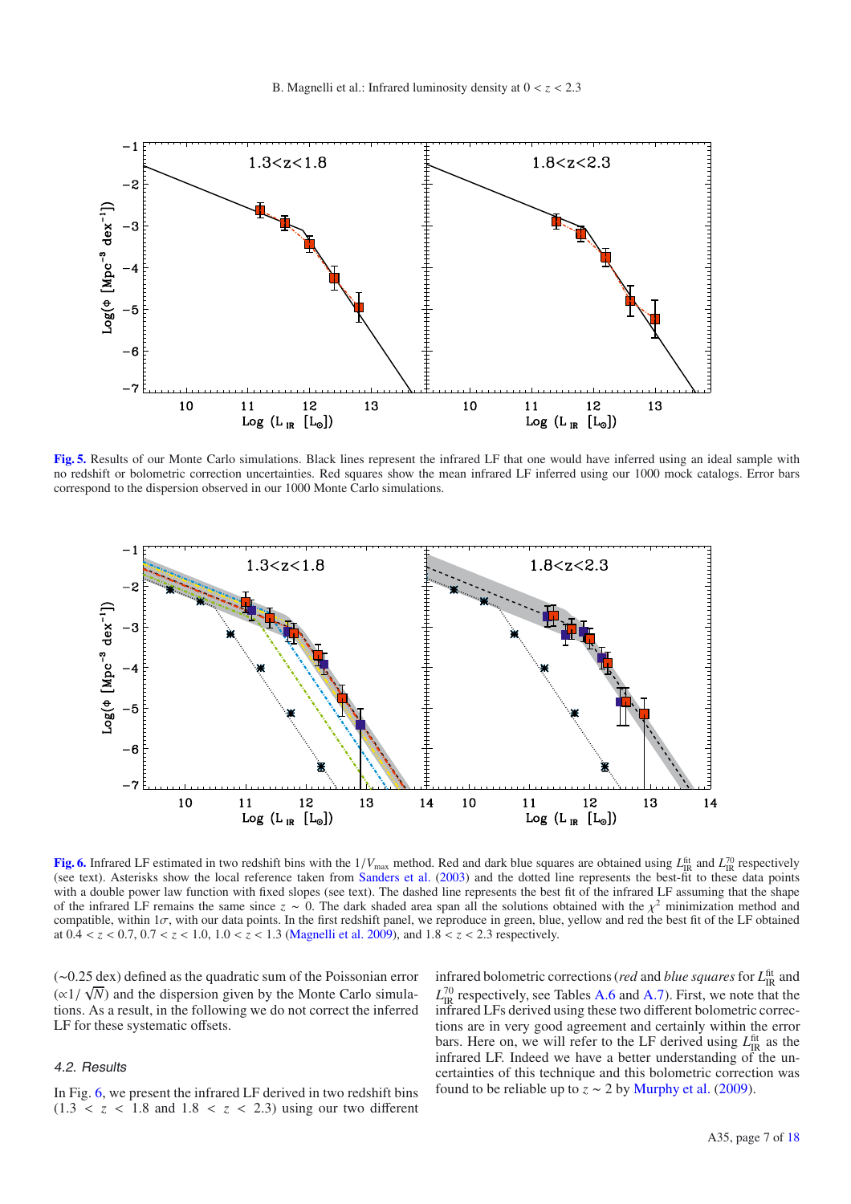**Fig. 5.** Results of our Monte Carlo simulations. Black lines represent the infrared LF that one would have inferred using an ideal sample with no redshift or bolometric correction uncertainties. Red squares show the mean infrared LF inferred using our 1000 mock catalogs. Error bars correspond to the dispersion observed in our 1000 Monte Carlo simulations.

**Fig. 6.** Infrared LF estimated in two redshift bins with the $1/V_{\rm max}$ method. Red and dark blue squares are obtained using $L_{\rm IR}^{\rm fit}$ and $L_{\rm IR}^{70}$ respectively (see text). Asterisks show the local reference taken from Sanders et al. (2003) and the dotted line represents the best-fit to these data points with a double power law function with fixed slopes (see text). The dashed line represents the best fit of the infrared LF assuming that the shape of the infrared LF remains the same since $z \sim 0$. The dark shaded area span all the solutions obtained with the $\chi^2$ minimization method and compatible, within $1\sigma$, with our data points. In the first redshift panel, we reproduce in green, blue, yellow and red the best fit of the LF obtained at $0.4 < z < 0.7$, $0.7 < z < 1.0$, $1.0 < z < 1.3$ (Magnelli et al. 2009), and $1.8 < z < 2.3$ respectively.

(~0.25 dex) defined as the quadratic sum of the Poissonian error ($\propto 1/\sqrt{N}$) and the dispersion given by the Monte Carlo simulations. As a result, in the following we do not correct the inferred LF for these systematic offsets.

### 4.2. Results

In Fig. 6, we present the infrared LF derived in two redshift bins ($1.3 < z < 1.8$ and $1.8 < z < 2.3$) using our two different infrared bolometric corrections (*red* and *blue squares* for $L_{\rm IR}^{\rm fit}$ and $L_{\rm IR}^{70}$ respectively, see Tables A.6 and A.7). First, we note that the infrared LFs derived using these two different bolometric corrections are in very good agreement and certainly within the error bars. Here on, we will refer to the LF derived using $L_{\rm IR}^{\rm fit}$ as the infrared LF. Indeed we have a better understanding of the uncertainties of this technique and this bolometric correction was found to be reliable up to $z \sim 2$ by Murphy et al. (2009).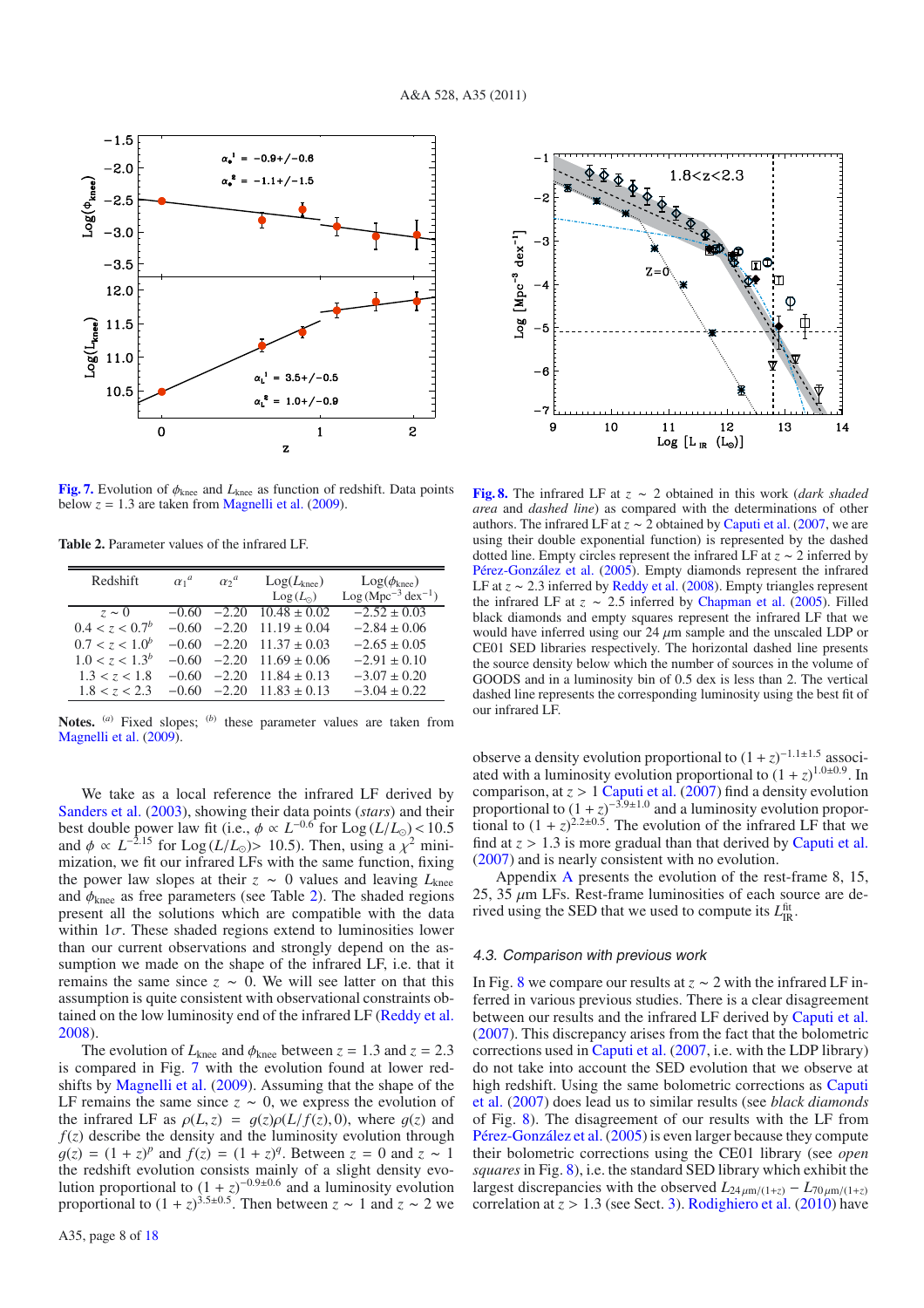**Fig. 7.** Evolution of $\phi_{\rm knee}$ and $L_{\rm knee}$ as function of redshift. Data points below $z = 1.3$ are taken from Magnelli et al. (2009).

**Table 2.** Parameter values of the infrared LF.

| Redshift | $\alpha_1$[a] | $\alpha_2$[a] | Log($L_{\rm knee}$) Log ($L_\odot$) | Log($\phi_{\rm knee}$) Log (Mpc$^{-3}$ dex$^{-1}$) |
|---|---|---|---|---|
| $z \sim 0$ | −0.60 | −2.20 | 10.48 ± 0.02 | −2.52 ± 0.03 |
| $0.4 < z < 0.7$[b] | −0.60 | −2.20 | 11.19 ± 0.04 | −2.84 ± 0.06 |
| $0.7 < z < 1.0$[b] | −0.60 | −2.20 | 11.37 ± 0.03 | −2.65 ± 0.05 |
| $1.0 < z < 1.3$[b] | −0.60 | −2.20 | 11.69 ± 0.06 | −2.91 ± 0.10 |
| $1.3 < z < 1.8$ | −0.60 | −2.20 | 11.84 ± 0.13 | −3.07 ± 0.20 |
| $1.8 < z < 2.3$ | −0.60 | −2.20 | 11.83 ± 0.13 | −3.04 ± 0.22 |

**Notes.** [a] Fixed slopes; [b] these parameter values are taken from Magnelli et al. (2009).

We take as a local reference the infrared LF derived by Sanders et al. (2003), showing their data points (*stars*) and their best double power law fit (i.e., $\phi \propto L^{-0.6}$ for Log $(L/L_\odot) < 10.5$ and $\phi \propto L^{-2.15}$ for Log $(L/L_\odot) > 10.5$). Then, using a $\chi^2$ minimization, we fit our infrared LFs with the same function, fixing the power law slopes at their $z \sim 0$ values and leaving $L_{\rm knee}$ and $\phi_{\rm knee}$ as free parameters (see Table 2). The shaded regions present all the solutions which are compatible with the data within $1\sigma$. These shaded regions extend to luminosities lower than our current observations and strongly depend on the assumption we made on the shape of the infrared LF, i.e. that it remains the same since $z \sim 0$. We will see latter on that this assumption is quite consistent with observational constraints obtained on the low luminosity end of the infrared LF (Reddy et al. 2008).

The evolution of $L_{\rm knee}$ and $\phi_{\rm knee}$ between $z = 1.3$ and $z = 2.3$ is compared in Fig. 7 with the evolution found at lower redshifts by Magnelli et al. (2009). Assuming that the shape of the LF remains the same since $z \sim 0$, we express the evolution of the infrared LF as $\rho(L, z) = g(z)\rho(L/f(z), 0)$, where $g(z)$ and $f(z)$ describe the density and the luminosity evolution through $g(z) = (1 + z)^p$ and $f(z) = (1 + z)^q$. Between $z = 0$ and $z \sim 1$ the redshift evolution consists mainly of a slight density evolution proportional to $(1 + z)^{-0.9\pm0.6}$ and a luminosity evolution proportional to $(1 + z)^{3.5\pm0.5}$. Then between $z \sim 1$ and $z \sim 2$ we observe a density evolution proportional to $(1 + z)^{-1.1\pm1.5}$ associated with a luminosity evolution proportional to $(1 + z)^{1.0\pm0.9}$. In comparison, at $z > 1$ Caputi et al. (2007) find a density evolution proportional to $(1 + z)^{-3.9\pm1.0}$ and a luminosity evolution proportional to $(1 + z)^{2.2\pm0.5}$. The evolution of the infrared LF that we find at $z > 1.3$ is more gradual than that derived by Caputi et al. (2007) and is nearly consistent with no evolution.

Appendix A presents the evolution of the rest-frame 8, 15, 25, 35 $\mu$m LFs. Rest-frame luminosities of each source are derived using the SED that we used to compute its $L_{\rm IR}^{\rm fit}$.

**Fig. 8.** The infrared LF at $z \sim 2$ obtained in this work (*dark shaded area* and *dashed line*) as compared with the determinations of other authors. The infrared LF at $z \sim 2$ obtained by Caputi et al. (2007, we are using their double exponential function) is represented by the dashed dotted line. Empty circles represent the infrared LF at $z \sim 2$ inferred by Pérez-González et al. (2005). Empty diamonds represent the infrared LF at $z \sim 2.3$ inferred by Reddy et al. (2008). Empty triangles represent the infrared LF at $z \sim 2.5$ inferred by Chapman et al. (2005). Filled black diamonds and empty squares represent the infrared LF that we would have inferred using our 24 $\mu$m sample and the unscaled LDP or CE01 SED libraries respectively. The horizontal dashed line presents the source density below which the number of sources in the volume of GOODS and in a luminosity bin of 0.5 dex is less than 2. The vertical dashed line represents the corresponding luminosity using the best fit of our infrared LF.

### 4.3. Comparison with previous work

In Fig. 8 we compare our results at $z \sim 2$ with the infrared LF inferred in various previous studies. There is a clear disagreement between our results and the infrared LF derived by Caputi et al. (2007). This discrepancy arises from the fact that the bolometric corrections used in Caputi et al. (2007, i.e. with the LDP library) do not take into account the SED evolution that we observe at high redshift. Using the same bolometric corrections as Caputi et al. (2007) does lead us to similar results (see *black diamonds* of Fig. 8). The disagreement of our results with the LF from Pérez-González et al. (2005) is even larger because they compute their bolometric corrections using the CE01 library (see *open squares* in Fig. 8), i.e. the standard SED library which exhibit the largest discrepancies with the observed $L_{24\,\mu{\rm m}/(1+z)} - L_{70\,\mu{\rm m}/(1+z)}$ correlation at $z > 1.3$ (see Sect. 3). Rodighiero et al. (2010) have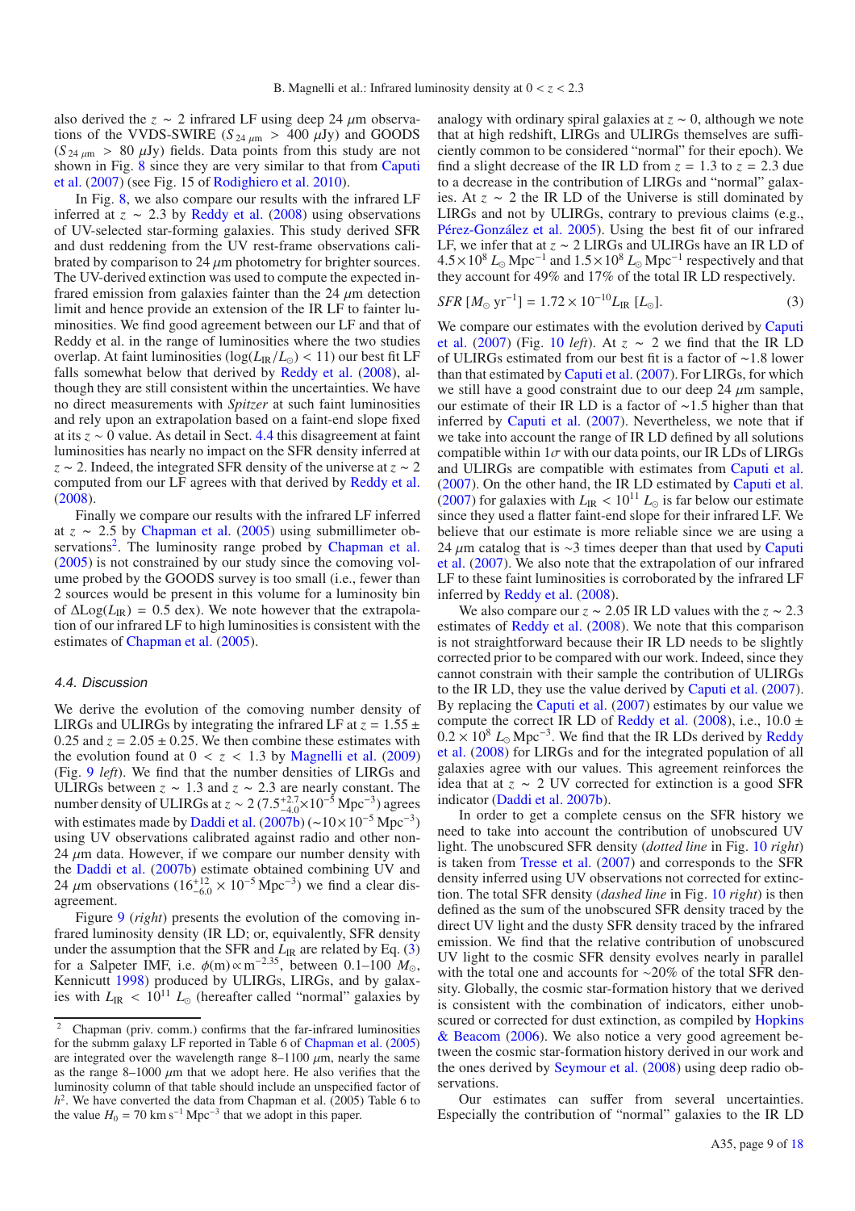also derived the $z \sim 2$ infrared LF using deep 24 $\mu$m observations of the VVDS-SWIRE ($S_{24\,\mu m} > 400\ \mu$Jy) and GOODS ($S_{24\,\mu m} > 80\ \mu$Jy) fields. Data points from this study are not shown in Fig. 8 since they are very similar to that from Caputi et al. (2007) (see Fig. 15 of Rodighiero et al. 2010).

In Fig. 8, we also compare our results with the infrared LF inferred at $z \sim 2.3$ by Reddy et al. (2008) using observations of UV-selected star-forming galaxies. This study derived SFR and dust reddening from the UV rest-frame observations calibrated by comparison to 24 $\mu$m photometry for brighter sources. The UV-derived extinction was used to compute the expected infrared emission from galaxies fainter than the 24 $\mu$m detection limit and hence provide an extension of the IR LF to fainter luminosities. We find good agreement between our LF and that of Reddy et al. in the range of luminosities where the two studies overlap. At faint luminosities ($\log(L_{IR}/L_{\odot}) < 11$) our best fit LF falls somewhat below that derived by Reddy et al. (2008), although they are still consistent within the uncertainties. We have no direct measurements with *Spitzer* at such faint luminosities and rely upon an extrapolation based on a faint-end slope fixed at its $z \sim 0$ value. As detail in Sect. 4.4 this disagreement at faint luminosities has nearly no impact on the SFR density inferred at $z \sim 2$. Indeed, the integrated SFR density of the universe at $z \sim 2$ computed from our LF agrees with that derived by Reddy et al. (2008).

Finally we compare our results with the infrared LF inferred at $z \sim 2.5$ by Chapman et al. (2005) using submillimeter observations[2]. The luminosity range probed by Chapman et al. (2005) is not constrained by our study since the comoving volume probed by the GOODS survey is too small (i.e., fewer than 2 sources would be present in this volume for a luminosity bin of $\Delta\mathrm{Log}(L_{IR}) = 0.5$ dex). We note however that the extrapolation of our infrared LF to high luminosities is consistent with the estimates of Chapman et al. (2005).

### 4.4. Discussion

We derive the evolution of the comoving number density of LIRGs and ULIRGs by integrating the infrared LF at $z = 1.55 \pm 0.25$ and $z = 2.05 \pm 0.25$. We then combine these estimates with the evolution found at $0 < z < 1.3$ by Magnelli et al. (2009) (Fig. 9 *left*). We find that the number densities of LIRGs and ULIRGs between $z \sim 1.3$ and $z \sim 2.3$ are nearly constant. The number density of ULIRGs at $z \sim 2$ ($7.5^{+2.7}_{-4.0} \times 10^{-5}$ Mpc$^{-3}$) agrees with estimates made by Daddi et al. (2007b) ($\sim 10 \times 10^{-5}$ Mpc$^{-3}$) using UV observations calibrated against radio and other non-24 $\mu$m data. However, if we compare our number density with the Daddi et al. (2007b) estimate obtained combining UV and 24 $\mu$m observations ($16^{+12}_{-6.0} \times 10^{-5}$ Mpc$^{-3}$) we find a clear disagreement.

Figure 9 (*right*) presents the evolution of the comoving infrared luminosity density (IR LD; or, equivalently, SFR density under the assumption that the SFR and $L_{IR}$ are related by Eq. (3) for a Salpeter IMF, i.e. $\phi(m) \propto m^{-2.35}$, between 0.1–100 $M_{\odot}$, Kennicutt 1998) produced by ULIRGs, LIRGs, and by galaxies with $L_{IR} < 10^{11}\ L_{\odot}$ (hereafter called "normal" galaxies by analogy with ordinary spiral galaxies at $z \sim 0$, although we note that at high redshift, LIRGs and ULIRGs themselves are sufficiently common to be considered "normal" for their epoch). We find a slight decrease of the IR LD from $z = 1.3$ to $z = 2.3$ due to a decrease in the contribution of LIRGs and "normal" galaxies. At $z \sim 2$ the IR LD of the Universe is still dominated by LIRGs and not by ULIRGs, contrary to previous claims (e.g., Pérez-González et al. 2005). Using the best fit of our infrared LF, we infer that at $z \sim 2$ LIRGs and ULIRGs have an IR LD of $4.5 \times 10^8\ L_{\odot}$ Mpc$^{-1}$ and $1.5 \times 10^8\ L_{\odot}$ Mpc$^{-1}$ respectively and that they account for 49% and 17% of the total IR LD respectively.

$$SFR\ [M_{\odot}\ \mathrm{yr}^{-1}] = 1.72 \times 10^{-10} L_{IR}\ [L_{\odot}]. \tag{3}$$

We compare our estimates with the evolution derived by Caputi et al. (2007) (Fig. 10 *left*). At $z \sim 2$ we find that the IR LD of ULIRGs estimated from our best fit is a factor of ~1.8 lower than that estimated by Caputi et al. (2007). For LIRGs, for which we still have a good constraint due to our deep 24 $\mu$m sample, our estimate of their IR LD is a factor of ~1.5 higher than that inferred by Caputi et al. (2007). Nevertheless, we note that if we take into account the range of IR LD defined by all solutions compatible within $1\sigma$ with our data points, our IR LDs of LIRGs and ULIRGs are compatible with estimates from Caputi et al. (2007). On the other hand, the IR LD estimated by Caputi et al. (2007) for galaxies with $L_{IR} < 10^{11}\ L_{\odot}$ is far below our estimate since they used a flatter faint-end slope for their infrared LF. We believe that our estimate is more reliable since we are using a 24 $\mu$m catalog that is ~3 times deeper than that used by Caputi et al. (2007). We also note that the extrapolation of our infrared LF to these faint luminosities is corroborated by the infrared LF inferred by Reddy et al. (2008).

We also compare our $z \sim 2.05$ IR LD values with the $z \sim 2.3$ estimates of Reddy et al. (2008). We note that this comparison is not straightforward because their IR LD needs to be slightly corrected prior to be compared with our work. Indeed, since they cannot constrain with their sample the contribution of ULIRGs to the IR LD, they use the value derived by Caputi et al. (2007). By replacing the Caputi et al. (2007) estimates by our value we compute the correct IR LD of Reddy et al. (2008), i.e., $10.0 \pm 0.2 \times 10^8\ L_{\odot}$ Mpc$^{-3}$. We find that the IR LDs derived by Reddy et al. (2008) for LIRGs and for the integrated population of all galaxies agree with our values. This agreement reinforces the idea that at $z \sim 2$ UV corrected for extinction is a good SFR indicator (Daddi et al. 2007b).

In order to get a complete census on the SFR history we need to take into account the contribution of unobscured UV light. The unobscured SFR density (*dotted line* in Fig. 10 *right*) is taken from Tresse et al. (2007) and corresponds to the SFR density inferred using UV observations not corrected for extinction. The total SFR density (*dashed line* in Fig. 10 *right*) is then defined as the sum of the unobscured SFR density traced by the direct UV light and the dusty SFR density traced by the infrared emission. We find that the relative contribution of unobscured UV light to the cosmic SFR density evolves nearly in parallel with the total one and accounts for ~20% of the total SFR density. Globally, the cosmic star-formation history that we derived is consistent with the combination of indicators, either unobscured or corrected for dust extinction, as compiled by Hopkins & Beacom (2006). We also notice a very good agreement between the cosmic star-formation history derived in our work and the ones derived by Seymour et al. (2008) using deep radio observations.

Our estimates can suffer from several uncertainties. Especially the contribution of "normal" galaxies to the IR LD

---

[2] Chapman (priv. comm.) confirms that the far-infrared luminosities for the submm galaxy LF reported in Table 6 of Chapman et al. (2005) are integrated over the wavelength range 8–1100 $\mu$m, nearly the same as the range 8–1000 $\mu$m that we adopt here. He also verifies that the luminosity column of that table should include an unspecified factor of $h^2$. We have converted the data from Chapman et al. (2005) Table 6 to the value $H_0 = 70$ km s$^{-1}$ Mpc$^{-3}$ that we adopt in this paper.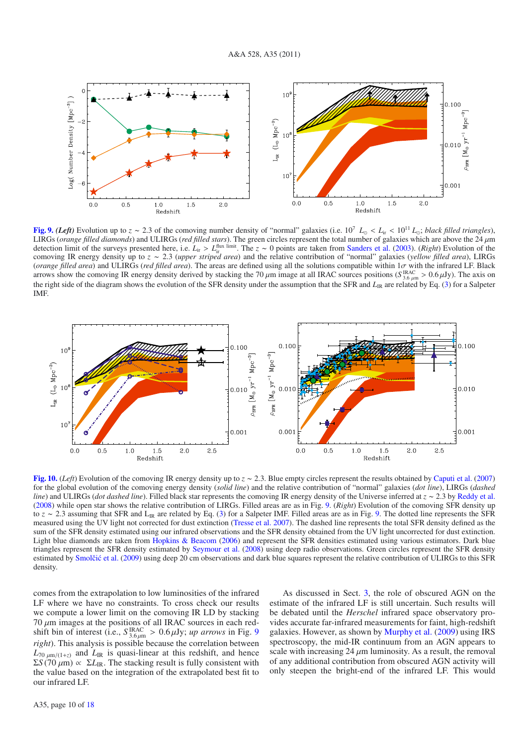**Fig. 9.** ***(Left)*** Evolution up to $z \sim 2.3$ of the comoving number density of "normal" galaxies (i.e. $10^7\ L_\odot < L_{ir} < 10^{11}\ L_\odot$; *black filled triangles*), LIRGs (*orange filled diamonds*) and ULIRGs (*red filled stars*). The green circles represent the total number of galaxies which are above the 24 $\mu$m detection limit of the surveys presented here, i.e. $L_{ir} > L_{ir}^{\rm flux\ limit}$. The $z \sim 0$ points are taken from Sanders et al. (2003). (*Right*) Evolution of the comoving IR energy density up to $z \sim 2.3$ (*upper striped area*) and the relative contribution of "normal" galaxies (*yellow filled area*), LIRGs (*orange filled area*) and ULIRGs (*red filled area*). The areas are defined using all the solutions compatible within $1\sigma$ with the infrared LF. Black arrows show the comoving IR energy density derived by stacking the 70 $\mu$m image at all IRAC sources positions ($S_{3.6\,\mu{\rm m}}^{\rm IRAC} > 0.6\,\mu$Jy). The axis on the right side of the diagram shows the evolution of the SFR density under the assumption that the SFR and $L_{IR}$ are related by Eq. (3) for a Salpeter IMF.

**Fig. 10.** (*Left*) Evolution of the comoving IR energy density up to $z \sim 2.3$. Blue empty circles represent the results obtained by Caputi et al. (2007) for the global evolution of the comoving energy density (*solid line*) and the relative contribution of "normal" galaxies (*dot line*), LIRGs (*dashed line*) and ULIRGs (*dot dashed line*). Filled black star represents the comoving IR energy density of the Universe inferred at $z \sim 2.3$ by Reddy et al. (2008) while open star shows the relative contribution of LIRGs. Filled areas are as in Fig. 9. (*Right*) Evolution of the comoving SFR density up to $z \sim 2.3$ assuming that SFR and $L_{IR}$ are related by Eq. (3) for a Salpeter IMF. Filled areas are as in Fig. 9. The dotted line represents the SFR measured using the UV light not corrected for dust extinction (Tresse et al. 2007). The dashed line represents the total SFR density defined as the sum of the SFR density estimated using our infrared observations and the SFR density obtained from the UV light uncorrected for dust extinction. Light blue diamonds are taken from Hopkins & Beacom (2006) and represent the SFR densities estimated using various estimators. Dark blue triangles represent the SFR density estimated by Seymour et al. (2008) using deep radio observations. Green circles represent the SFR density estimated by Smolčić et al. (2009) using deep 20 cm observations and dark blue squares represent the relative contribution of ULIRGs to this SFR density.

comes from the extrapolation to low luminosities of the infrared LF where we have no constraints. To cross check our results we compute a lower limit on the comoving IR LD by stacking 70 $\mu$m images at the positions of all IRAC sources in each redshift bin of interest (i.e., $S_{3.6\,\mu{\rm m}}^{\rm IRAC} > 0.6\,\mu$Jy; *up arrows* in Fig. 9 *right*). This analysis is possible because the correlation between $L_{70\,\mu{\rm m}/(1+z)}$ and $L_{IR}$ is quasi-linear at this redshift, and hence $\Sigma S(70\,\mu{\rm m}) \propto \Sigma L_{IR}$. The stacking result is fully consistent with the value based on the integration of the extrapolated best fit to our infrared LF.

As discussed in Sect. 3, the role of obscured AGN on the estimate of the infrared LF is still uncertain. Such results will be debated until the *Herschel* infrared space observatory provides accurate far-infrared measurements for faint, high-redshift galaxies. However, as shown by Murphy et al. (2009) using IRS spectroscopy, the mid-IR continuum from an AGN appears to scale with increasing 24 $\mu$m luminosity. As a result, the removal of any additional contribution from obscured AGN activity will only steepen the bright-end of the infrared LF. This would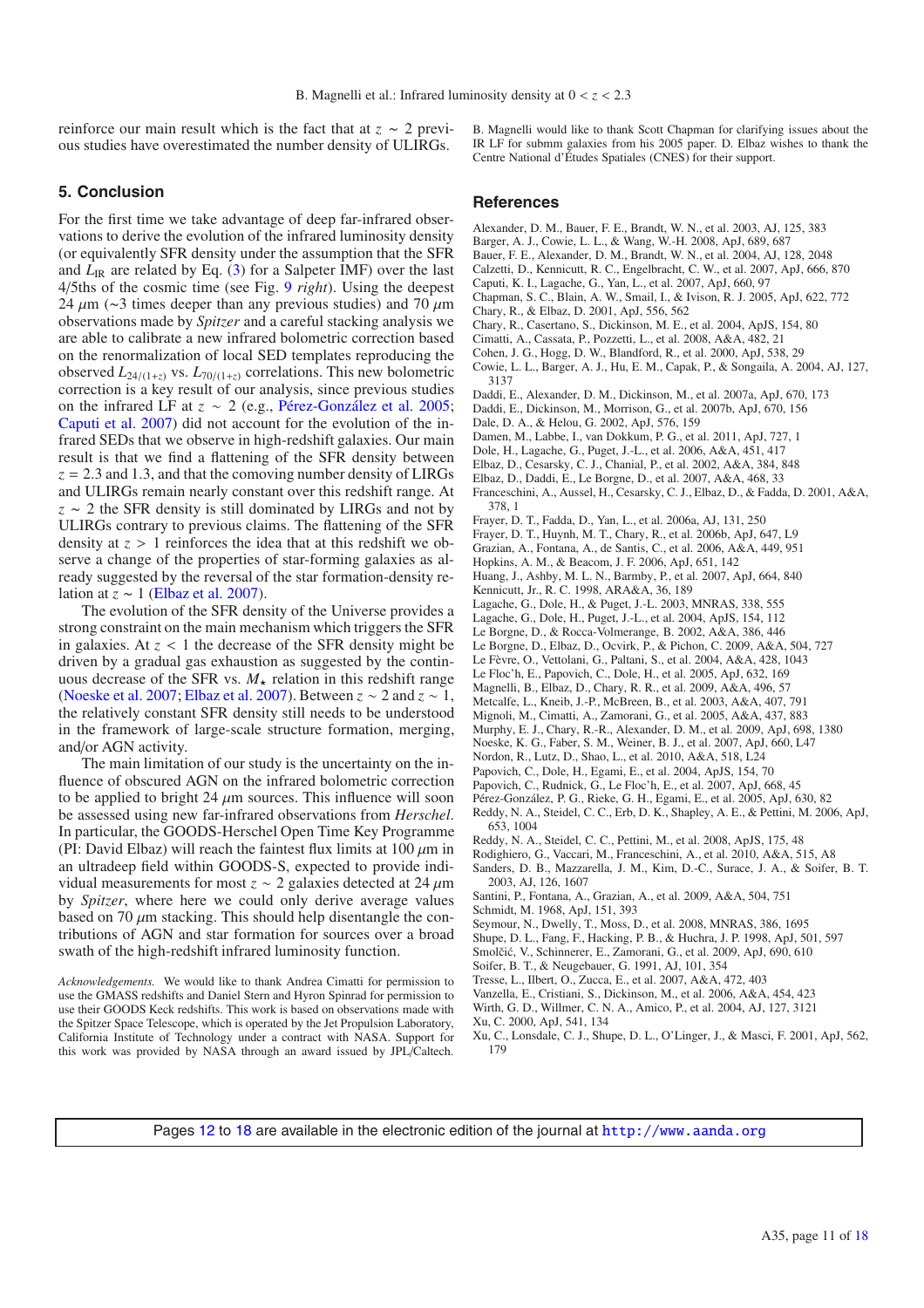reinforce our main result which is the fact that at $z \sim 2$ previous studies have overestimated the number density of ULIRGs.

## 5. Conclusion

For the first time we take advantage of deep far-infrared observations to derive the evolution of the infrared luminosity density (or equivalently SFR density under the assumption that the SFR and $L_{\rm IR}$ are related by Eq. (3) for a Salpeter IMF) over the last 4/5ths of the cosmic time (see Fig. 9 *right*). Using the deepest 24 $\mu$m (~3 times deeper than any previous studies) and 70 $\mu$m observations made by *Spitzer* and a careful stacking analysis we are able to calibrate a new infrared bolometric correction based on the renormalization of local SED templates reproducing the observed $L_{24/(1+z)}$ vs. $L_{70/(1+z)}$ correlations. This new bolometric correction is a key result of our analysis, since previous studies on the infrared LF at $z \sim 2$ (e.g., Pérez-González et al. 2005; Caputi et al. 2007) did not account for the evolution of the infrared SEDs that we observe in high-redshift galaxies. Our main result is that we find a flattening of the SFR density between $z = 2.3$ and 1.3, and that the comoving number density of LIRGs and ULIRGs remain nearly constant over this redshift range. At $z \sim 2$ the SFR density is still dominated by LIRGs and not by ULIRGs contrary to previous claims. The flattening of the SFR density at $z > 1$ reinforces the idea that at this redshift we observe a change of the properties of star-forming galaxies as already suggested by the reversal of the star formation-density relation at $z \sim 1$ (Elbaz et al. 2007).

The evolution of the SFR density of the Universe provides a strong constraint on the main mechanism which triggers the SFR in galaxies. At $z < 1$ the decrease of the SFR density might be driven by a gradual gas exhaustion as suggested by the continuous decrease of the SFR vs. $M_\star$ relation in this redshift range (Noeske et al. 2007; Elbaz et al. 2007). Between $z \sim 2$ and $z \sim 1$, the relatively constant SFR density still needs to be understood in the framework of large-scale structure formation, merging, and/or AGN activity.

The main limitation of our study is the uncertainty on the influence of obscured AGN on the infrared bolometric correction to be applied to bright 24 $\mu$m sources. This influence will soon be assessed using new far-infrared observations from *Herschel*. In particular, the GOODS-Herschel Open Time Key Programme (PI: David Elbaz) will reach the faintest flux limits at 100 $\mu$m in an ultradeep field within GOODS-S, expected to provide individual measurements for most $z \sim 2$ galaxies detected at 24 $\mu$m by *Spitzer*, where here we could only derive average values based on 70 $\mu$m stacking. This should help disentangle the contributions of AGN and star formation for sources over a broad swath of the high-redshift infrared luminosity function.

*Acknowledgements.* We would like to thank Andrea Cimatti for permission to use the GMASS redshifts and Daniel Stern and Hyron Spinrad for permission to use their GOODS Keck redshifts. This work is based on observations made with the Spitzer Space Telescope, which is operated by the Jet Propulsion Laboratory, California Institute of Technology under a contract with NASA. Support for this work was provided by NASA through an award issued by JPL/Caltech. B. Magnelli would like to thank Scott Chapman for clarifying issues about the IR LF for submm galaxies from his 2005 paper. D. Elbaz wishes to thank the Centre National d'Études Spatiales (CNES) for their support.

## References

Alexander, D. M., Bauer, F. E., Brandt, W. N., et al. 2003, AJ, 125, 383
Barger, A. J., Cowie, L. L., & Wang, W.-H. 2008, ApJ, 689, 687
Bauer, F. E., Alexander, D. M., Brandt, W. N., et al. 2004, AJ, 128, 2048
Calzetti, D., Kennicutt, R. C., Engelbracht, C. W., et al. 2007, ApJ, 666, 870
Caputi, K. I., Lagache, G., Yan, L., et al. 2007, ApJ, 660, 97
Chapman, S. C., Blain, A. W., Smail, I., & Ivison, R. J. 2005, ApJ, 622, 772
Chary, R., & Elbaz, D. 2001, ApJ, 556, 562
Chary, R., Casertano, S., Dickinson, M. E., et al. 2004, ApJS, 154, 80
Cimatti, A., Cassata, P., Pozzetti, L., et al. 2008, A&A, 482, 21
Cohen, J. G., Hogg, D. W., Blandford, R., et al. 2000, ApJ, 538, 29
Cowie, L. L., Barger, A. J., Hu, E. M., Capak, P., & Songaila, A. 2004, AJ, 127, 3137
Daddi, E., Alexander, D. M., Dickinson, M., et al. 2007a, ApJ, 670, 173
Daddi, E., Dickinson, M., Morrison, G., et al. 2007b, ApJ, 670, 156
Dale, D. A., & Helou, G. 2002, ApJ, 576, 159
Damen, M., Labbe, I., van Dokkum, P. G., et al. 2011, ApJ, 727, 1
Dole, H., Lagache, G., Puget, J.-L., et al. 2006, A&A, 451, 417
Elbaz, D., Cesarsky, C. J., Chanial, P., et al. 2002, A&A, 384, 848
Elbaz, D., Daddi, E., Le Borgne, D., et al. 2007, A&A, 468, 33
Franceschini, A., Aussel, H., Cesarsky, C. J., Elbaz, D., & Fadda, D. 2001, A&A, 378, 1
Frayer, D. T., Fadda, D., Yan, L., et al. 2006a, AJ, 131, 250
Frayer, D. T., Huynh, M. T., Chary, R., et al. 2006b, ApJ, 647, L9
Grazian, A., Fontana, A., de Santis, C., et al. 2006, A&A, 449, 951
Hopkins, A. M., & Beacom, J. F. 2006, ApJ, 651, 142
Huang, J., Ashby, M. L. N., Barmby, P., et al. 2007, ApJ, 664, 840
Kennicutt, R. C. 1998, ARA&A, 36, 189
Lagache, G., Dole, H., & Puget, J.-L. 2003, MNRAS, 338, 555
Lagache, G., Dole, H., Puget, J.-L., et al. 2004, ApJS, 154, 112
Le Borgne, D., & Rocca-Volmerange, B. 2002, A&A, 386, 446
Le Borgne, D., Elbaz, D., Ocvirk, P., & Pichon, C. 2009, A&A, 504, 727
Le Fèvre, O., Vettolani, G., Paltani, S., et al. 2004, A&A, 428, 1043
Le Floc'h, E., Papovich, C., Dole, H., et al. 2005, ApJ, 632, 169
Magnelli, B., Elbaz, D., Chary, R. R., et al. 2009, A&A, 496, 57
Metcalfe, L., Kneib, J.-P., McBreen, B., et al. 2003, A&A, 407, 791
Mignoli, M., Cimatti, A., Zamorani, G., et al. 2005, A&A, 437, 883
Murphy, E. J., Chary, R.-R., Alexander, D. M., et al. 2009, ApJ, 698, 1380
Noeske, K. G., Faber, S. M., Weiner, B. J., et al. 2007, ApJ, 660, L47
Nordon, R., Lutz, D., Shao, L., et al. 2010, A&A, 518, L24
Papovich, C., Dole, H., Egami, E., et al. 2004, ApJS, 154, 70
Papovich, C., Rudnick, G., Le Floc'h, E., et al. 2007, ApJ, 668, 45
Pérez-González, P. G., Rieke, G. H., Egami, E., et al. 2005, ApJ, 630, 82
Reddy, N. A., Steidel, C. C., Erb, D. K., Shapley, A. E., & Pettini, M. 2006, ApJ, 653, 1004
Reddy, N. A., Steidel, C. C., Pettini, M., et al. 2008, ApJS, 175, 48
Rodighiero, G., Vaccari, M., Franceschini, A., et al. 2010, A&A, 515, A8
Sanders, D. B., Mazzarella, J. M., Kim, D.-C., Surace, J. A., & Soifer, B. T. 2003, AJ, 126, 1607
Santini, P., Fontana, A., Grazian, A., et al. 2009, A&A, 504, 751
Schmidt, M. 1968, ApJ, 151, 393
Seymour, N., Dwelly, T., Moss, D., et al. 2008, MNRAS, 386, 1695
Shupe, D. L., Fang, F., Hacking, P. B., & Huchra, J. P. 1998, ApJ, 501, 597
Smolčić, V., Schinnerer, E., Zamorani, G., et al. 2009, ApJ, 690, 610
Soifer, B. T., & Neugebauer, G. 1991, AJ, 101, 354
Tresse, L., Ilbert, O., Zucca, E., et al. 2007, A&A, 472, 403
Vanzella, E., Cristiani, S., Dickinson, M., et al. 2006, A&A, 454, 423
Wirth, G. D., Willmer, C. N. A., Amico, P., et al. 2004, AJ, 127, 3121
Xu, C. 2000, ApJ, 541, 134
Xu, C., Lonsdale, C. J., Shupe, D. L., O'Linger, J., & Masci, F. 2001, ApJ, 562, 179

Pages 12 to 18 are available in the electronic edition of the journal at http://www.aanda.org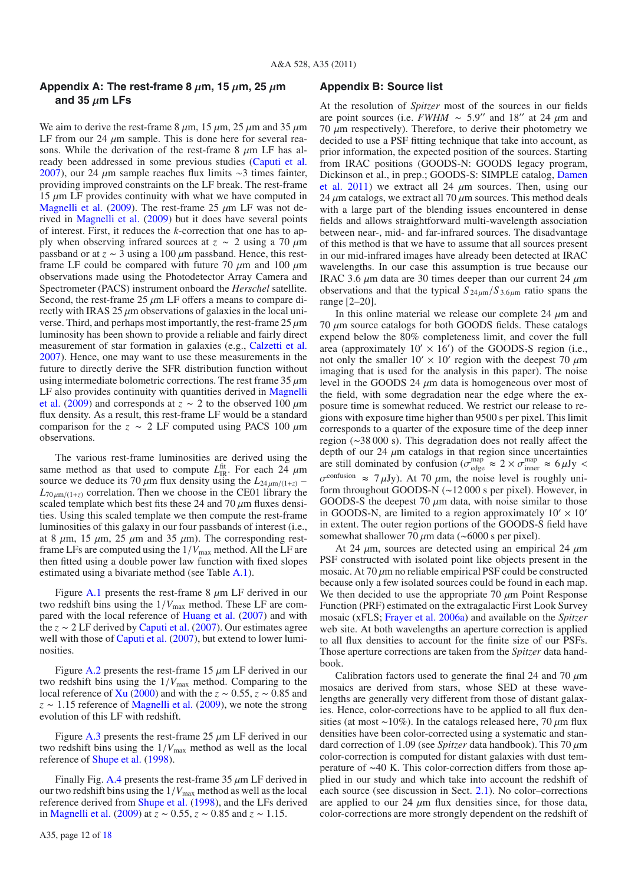## Appendix A: The rest-frame 8 $\mu$m, 15 $\mu$m, 25 $\mu$m and 35 $\mu$m LFs

We aim to derive the rest-frame 8 $\mu$m, 15 $\mu$m, 25 $\mu$m and 35 $\mu$m LF from our 24 $\mu$m sample. This is done here for several reasons. While the derivation of the rest-frame 8 $\mu$m LF has already been addressed in some previous studies (Caputi et al. 2007), our 24 $\mu$m sample reaches flux limits ~3 times fainter, providing improved constraints on the LF break. The rest-frame 15 $\mu$m LF provides continuity with what we have computed in Magnelli et al. (2009). The rest-frame 25 $\mu$m LF was not derived in Magnelli et al. (2009) but it does have several points of interest. First, it reduces the $k$-correction that one has to apply when observing infrared sources at $z \sim 2$ using a 70 $\mu$m passband or at $z \sim 3$ using a 100 $\mu$m passband. Hence, this rest-frame LF could be compared with future 70 $\mu$m and 100 $\mu$m observations made using the Photodetector Array Camera and Spectrometer (PACS) instrument onboard the *Herschel* satellite. Second, the rest-frame 25 $\mu$m LF offers a means to compare directly with IRAS 25 $\mu$m observations of galaxies in the local universe. Third, and perhaps most importantly, the rest-frame 25 $\mu$m luminosity has been shown to provide a reliable and fairly direct measurement of star formation in galaxies (e.g., Calzetti et al. 2007). Hence, one may want to use these measurements in the future to directly derive the SFR distribution function without using intermediate bolometric corrections. The rest frame 35 $\mu$m LF also provides continuity with quantities derived in Magnelli et al. (2009) and corresponds at $z \sim 2$ to the observed 100 $\mu$m flux density. As a result, this rest-frame LF would be a standard comparison for the $z \sim 2$ LF computed using PACS 100 $\mu$m observations.

The various rest-frame luminosities are derived using the same method as that used to compute $L_{\rm IR}^{\rm fit}$. For each 24 $\mu$m source we deduce its 70 $\mu$m flux density using the $L_{24\,\mu{\rm m}/(1+z)}$ – $L_{70\,\mu{\rm m}/(1+z)}$ correlation. Then we choose in the CE01 library the scaled template which best fits these 24 and 70 $\mu$m fluxes densities. Using this scaled template we then compute the rest-frame luminosities of this galaxy in our four passbands of interest (i.e., at 8 $\mu$m, 15 $\mu$m, 25 $\mu$m and 35 $\mu$m). The corresponding rest-frame LFs are computed using the $1/V_{\rm max}$ method. All the LF are then fitted using a double power law function with fixed slopes estimated using a bivariate method (see Table A.1).

Figure A.1 presents the rest-frame 8 $\mu$m LF derived in our two redshift bins using the $1/V_{\rm max}$ method. These LF are compared with the local reference of Huang et al. (2007) and with the $z \sim 2$ LF derived by Caputi et al. (2007). Our estimates agree well with those of Caputi et al. (2007), but extend to lower luminosities.

Figure A.2 presents the rest-frame 15 $\mu$m LF derived in our two redshift bins using the $1/V_{\rm max}$ method. Comparing to the local reference of Xu (2000) and with the $z \sim 0.55$, $z \sim 0.85$ and $z \sim 1.15$ reference of Magnelli et al. (2009), we note the strong evolution of this LF with redshift.

Figure A.3 presents the rest-frame 25 $\mu$m LF derived in our two redshift bins using the $1/V_{\rm max}$ method as well as the local reference of Shupe et al. (1998).

Finally Fig. A.4 presents the rest-frame 35 $\mu$m LF derived in our two redshift bins using the $1/V_{\rm max}$ method as well as the local reference derived from Shupe et al. (1998), and the LFs derived in Magnelli et al. (2009) at $z \sim 0.55$, $z \sim 0.85$ and $z \sim 1.15$.

## Appendix B: Source list

At the resolution of *Spitzer* most of the sources in our fields are point sources (i.e. *FWHM* $\sim 5.9''$ and $18''$ at 24 $\mu$m and 70 $\mu$m respectively). Therefore, to derive their photometry we decided to use a PSF fitting technique that take into account, as prior information, the expected position of the sources. Starting from IRAC positions (GOODS-N: GOODS legacy program, Dickinson et al., in prep.; GOODS-S: SIMPLE catalog, Damen et al. 2011) we extract all 24 $\mu$m sources. Then, using our 24 $\mu$m catalogs, we extract all 70 $\mu$m sources. This method deals with a large part of the blending issues encountered in dense fields and allows straightforward multi-wavelength association between near-, mid- and far-infrared sources. The disadvantage of this method is that we have to assume that all sources present in our mid-infrared images have already been detected at IRAC wavelengths. In our case this assumption is true because our IRAC 3.6 $\mu$m data are 30 times deeper than our current 24 $\mu$m observations and that the typical $S_{24\,\mu{\rm m}}/S_{3.6\,\mu{\rm m}}$ ratio spans the range [2–20].

In this online material we release our complete 24 $\mu$m and 70 $\mu$m source catalogs for both GOODS fields. These catalogs expend below the 80% completeness limit, and cover the full area (approximately $10' \times 16'$) of the GOODS-S region (i.e., not only the smaller $10' \times 10'$ region with the deepest 70 $\mu$m imaging that is used for the analysis in this paper). The noise level in the GOODS 24 $\mu$m data is homogeneous over most of the field, with some degradation near the edge where the exposure time is somewhat reduced. We restrict our release to regions with exposure time higher than 9500 s per pixel. This limit corresponds to a quarter of the exposure time of the deep inner region (~38 000 s). This degradation does not really affect the depth of our 24 $\mu$m catalogs in that region since uncertainties are still dominated by confusion ($\sigma^{\rm map}_{\rm edge} \approx 2 \times \sigma^{\rm map}_{\rm inner} \approx 6\,\mu$Jy $< \sigma^{\rm confusion} \approx 7\,\mu$Jy). At 70 $\mu$m, the noise level is roughly uniform throughout GOODS-N (~12 000 s per pixel). However, in GOODS-S the deepest 70 $\mu$m data, with noise similar to those in GOODS-N, are limited to a region approximately $10' \times 10'$ in extent. The outer region portions of the GOODS-S field have somewhat shallower 70 $\mu$m data (~6000 s per pixel).

At 24 $\mu$m, sources are detected using an empirical 24 $\mu$m PSF constructed with isolated point like objects present in the mosaic. At 70 $\mu$m no reliable empirical PSF could be constructed because only a few isolated sources could be found in each map. We then decided to use the appropriate 70 $\mu$m Point Response Function (PRF) estimated on the extragalactic First Look Survey mosaic (xFLS; Frayer et al. 2006a) and available on the *Spitzer* web site. At both wavelengths an aperture correction is applied to all flux densities to account for the finite size of our PSFs. Those aperture corrections are taken from the *Spitzer* data handbook.

Calibration factors used to generate the final 24 and 70 $\mu$m mosaics are derived from stars, whose SED at these wavelengths are generally very different from those of distant galaxies. Hence, color-corrections have to be applied to all flux densities (at most ~10%). In the catalogs released here, 70 $\mu$m flux densities have been color-corrected using a systematic and standard correction of 1.09 (see *Spitzer* data handbook). This 70 $\mu$m color-correction is computed for distant galaxies with dust temperature of ~40 K. This color-correction differs from those applied in our study and which take into account the redshift of each source (see discussion in Sect. 2.1). No color–corrections are applied to our 24 $\mu$m flux densities since, for those data, color-corrections are more strongly dependent on the redshift of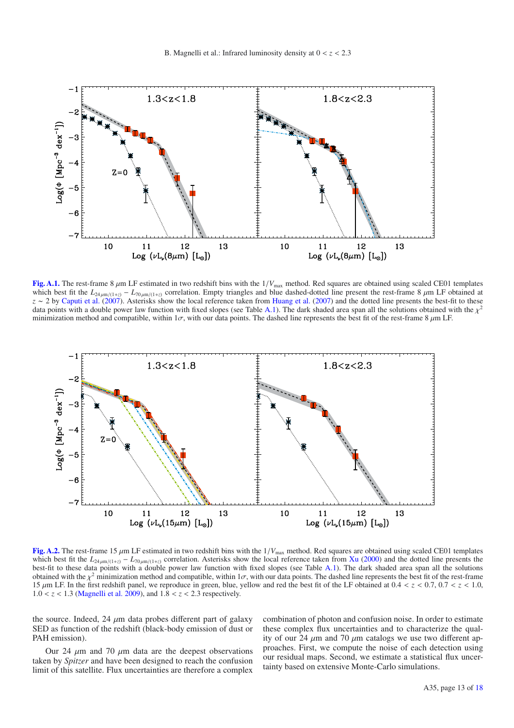**Fig. A.1.** The rest-frame 8 $\mu$m LF estimated in two redshift bins with the $1/V_{\rm max}$ method. Red squares are obtained using scaled CE01 templates which best fit the $L_{24\,\mu{\rm m}/(1+z)} - L_{70\,\mu{\rm m}/(1+z)}$ correlation. Empty triangles and blue dashed-dotted line present the rest-frame 8 $\mu$m LF obtained at $z \sim 2$ by Caputi et al. (2007). Asterisks show the local reference taken from Huang et al. (2007) and the dotted line presents the best-fit to these data points with a double power law function with fixed slopes (see Table A.1). The dark shaded area span all the solutions obtained with the $\chi^2$ minimization method and compatible, within $1\sigma$, with our data points. The dashed line represents the best fit of the rest-frame 8 $\mu$m LF.

**Fig. A.2.** The rest-frame 15 $\mu$m LF estimated in two redshift bins with the $1/V_{\rm max}$ method. Red squares are obtained using scaled CE01 templates which best fit the $L_{24\,\mu{\rm m}/(1+z)} - L_{70\,\mu{\rm m}/(1+z)}$ correlation. Asterisks show the local reference taken from Xu (2000) and the dotted line presents the best-fit to these data points with a double power law function with fixed slopes (see Table A.1). The dark shaded area span all the solutions obtained with the $\chi^2$ minimization method and compatible, within $1\sigma$, with our data points. The dashed line represents the best fit of the rest-frame 15 $\mu$m LF. In the first redshift panel, we reproduce in green, blue, yellow and red the best fit of the LF obtained at $0.4 < z < 0.7$, $0.7 < z < 1.0$, $1.0 < z < 1.3$ (Magnelli et al. 2009), and $1.8 < z < 2.3$ respectively.

the source. Indeed, 24 $\mu$m data probes different part of galaxy SED as function of the redshift (black-body emission of dust or PAH emission).

Our 24 $\mu$m and 70 $\mu$m data are the deepest observations taken by *Spitzer* and have been designed to reach the confusion limit of this satellite. Flux uncertainties are therefore a complex combination of photon and confusion noise. In order to estimate these complex flux uncertainties and to characterize the quality of our 24 $\mu$m and 70 $\mu$m catalogs we use two different approaches. First, we compute the noise of each detection using our residual maps. Second, we estimate a statistical flux uncertainty based on extensive Monte-Carlo simulations.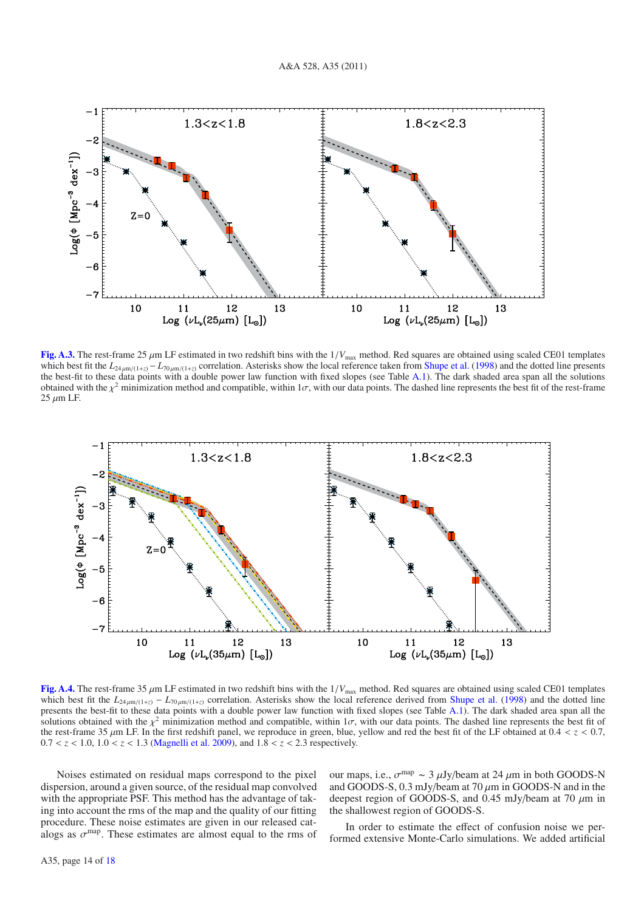**Fig. A.3.** The rest-frame 25 $\mu$m LF estimated in two redshift bins with the $1/V_{\rm max}$ method. Red squares are obtained using scaled CE01 templates which best fit the $L_{24\,\mu{\rm m}/(1+z)} - L_{70\,\mu{\rm m}/(1+z)}$ correlation. Asterisks show the local reference taken from Shupe et al. (1998) and the dotted line presents the best-fit to these data points with a double power law function with fixed slopes (see Table A.1). The dark shaded area span all the solutions obtained with the $\chi^2$ minimization method and compatible, within $1\sigma$, with our data points. The dashed line represents the best fit of the rest-frame 25 $\mu$m LF.

**Fig. A.4.** The rest-frame 35 $\mu$m LF estimated in two redshift bins with the $1/V_{\rm max}$ method. Red squares are obtained using scaled CE01 templates which best fit the $L_{24\,\mu{\rm m}/(1+z)} - L_{70\,\mu{\rm m}/(1+z)}$ correlation. Asterisks show the local reference derived from Shupe et al. (1998) and the dotted line presents the best-fit to these data points with a double power law function with fixed slopes (see Table A.1). The dark shaded area span all the solutions obtained with the $\chi^2$ minimization method and compatible, within $1\sigma$, with our data points. The dashed line represents the best fit of the rest-frame 35 $\mu$m LF. In the first redshift panel, we reproduce in green, blue, yellow and red the best fit of the LF obtained at $0.4 < z < 0.7$, $0.7 < z < 1.0$, $1.0 < z < 1.3$ (Magnelli et al. 2009), and $1.8 < z < 2.3$ respectively.

Noises estimated on residual maps correspond to the pixel dispersion, around a given source, of the residual map convolved with the appropriate PSF. This method has the advantage of taking into account the rms of the map and the quality of our fitting procedure. These noise estimates are given in our released catalogs as $\sigma^{\rm map}$. These estimates are almost equal to the rms of our maps, i.e., $\sigma^{\rm map} \sim 3$ $\mu$Jy/beam at 24 $\mu$m in both GOODS-N and GOODS-S, 0.3 mJy/beam at 70 $\mu$m in GOODS-N and in the deepest region of GOODS-S, and 0.45 mJy/beam at 70 $\mu$m in the shallowest region of GOODS-S.

In order to estimate the effect of confusion noise we performed extensive Monte-Carlo simulations. We added artificial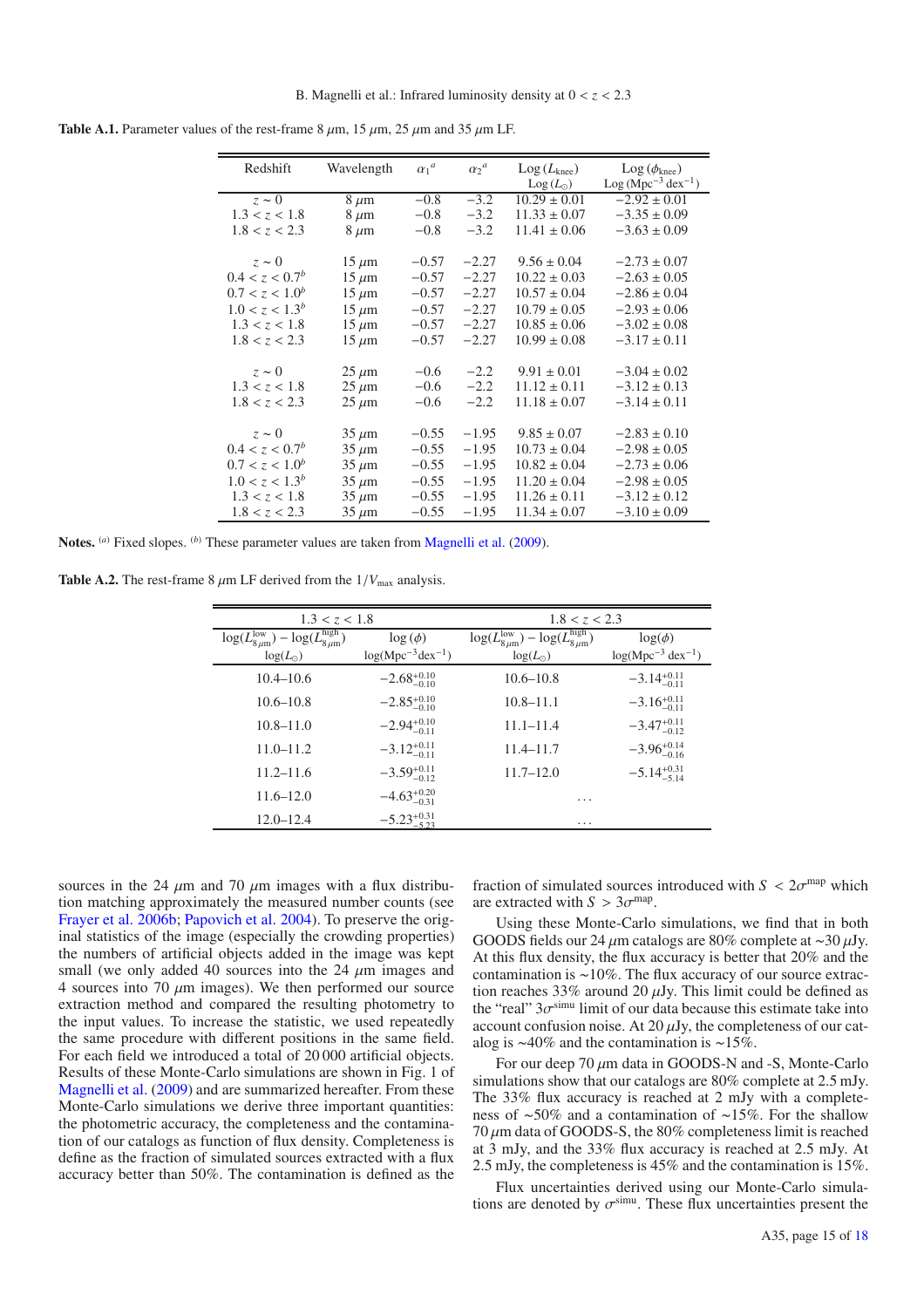**Table A.1.** Parameter values of the rest-frame 8 $\mu$m, 15 $\mu$m, 25 $\mu$m and 35 $\mu$m LF.

| Redshift | Wavelength | $\alpha_1{}^a$ | $\alpha_2{}^a$ | Log ($L_{\rm knee}$) Log ($L_\odot$) | Log ($\phi_{\rm knee}$) Log (Mpc$^{-3}$ dex$^{-1}$) |
|---|---|---|---|---|---|
| $z \sim 0$ | 8 $\mu$m | −0.8 | −3.2 | 10.29 ± 0.01 | −2.92 ± 0.01 |
| $1.3 < z < 1.8$ | 8 $\mu$m | −0.8 | −3.2 | 11.33 ± 0.07 | −3.35 ± 0.09 |
| $1.8 < z < 2.3$ | 8 $\mu$m | −0.8 | −3.2 | 11.41 ± 0.06 | −3.63 ± 0.09 |
| | | | | | |
| $z \sim 0$ | 15 $\mu$m | −0.57 | −2.27 | 9.56 ± 0.04 | −2.73 ± 0.07 |
| $0.4 < z < 0.7^b$ | 15 $\mu$m | −0.57 | −2.27 | 10.22 ± 0.03 | −2.63 ± 0.05 |
| $0.7 < z < 1.0^b$ | 15 $\mu$m | −0.57 | −2.27 | 10.57 ± 0.04 | −2.86 ± 0.04 |
| $1.0 < z < 1.3^b$ | 15 $\mu$m | −0.57 | −2.27 | 10.79 ± 0.05 | −2.93 ± 0.06 |
| $1.3 < z < 1.8$ | 15 $\mu$m | −0.57 | −2.27 | 10.85 ± 0.06 | −3.02 ± 0.08 |
| $1.8 < z < 2.3$ | 15 $\mu$m | −0.57 | −2.27 | 10.99 ± 0.08 | −3.17 ± 0.11 |
| | | | | | |
| $z \sim 0$ | 25 $\mu$m | −0.6 | −2.2 | 9.91 ± 0.01 | −3.04 ± 0.02 |
| $1.3 < z < 1.8$ | 25 $\mu$m | −0.6 | −2.2 | 11.12 ± 0.11 | −3.12 ± 0.13 |
| $1.8 < z < 2.3$ | 25 $\mu$m | −0.6 | −2.2 | 11.18 ± 0.07 | −3.14 ± 0.11 |
| | | | | | |
| $z \sim 0$ | 35 $\mu$m | −0.55 | −1.95 | 9.85 ± 0.07 | −2.83 ± 0.10 |
| $0.4 < z < 0.7^b$ | 35 $\mu$m | −0.55 | −1.95 | 10.73 ± 0.04 | −2.98 ± 0.05 |
| $0.7 < z < 1.0^b$ | 35 $\mu$m | −0.55 | −1.95 | 10.82 ± 0.04 | −2.73 ± 0.06 |
| $1.0 < z < 1.3^b$ | 35 $\mu$m | −0.55 | −1.95 | 11.20 ± 0.04 | −2.98 ± 0.05 |
| $1.3 < z < 1.8$ | 35 $\mu$m | −0.55 | −1.95 | 11.26 ± 0.11 | −3.12 ± 0.12 |
| $1.8 < z < 2.3$ | 35 $\mu$m | −0.55 | −1.95 | 11.34 ± 0.07 | −3.10 ± 0.09 |

**Notes.** [a] Fixed slopes. [b] These parameter values are taken from Magnelli et al. (2009).

**Table A.2.** The rest-frame 8 $\mu$m LF derived from the $1/V_{\rm max}$ analysis.

| $1.3 < z < 1.8$ | | $1.8 < z < 2.3$ | |
|---|---|---|---|
| $\log(L_{8\,\mu{\rm m}}^{\rm low}) - \log(L_{8\,\mu{\rm m}}^{\rm high})$ $\log(L_\odot)$ | $\log(\phi)$ $\log({\rm Mpc}^{-3}{\rm dex}^{-1})$ | $\log(L_{8\,\mu{\rm m}}^{\rm low}) - \log(L_{8\,\mu{\rm m}}^{\rm high})$ $\log(L_\odot)$ | $\log(\phi)$ $\log({\rm Mpc}^{-3}\,{\rm dex}^{-1})$ |
| 10.4–10.6 | $-2.68^{+0.10}_{-0.10}$ | 10.6–10.8 | $-3.14^{+0.11}_{-0.11}$ |
| 10.6–10.8 | $-2.85^{+0.10}_{-0.10}$ | 10.8–11.1 | $-3.16^{+0.11}_{-0.11}$ |
| 10.8–11.0 | $-2.94^{+0.10}_{-0.11}$ | 11.1–11.4 | $-3.47^{+0.11}_{-0.12}$ |
| 11.0–11.2 | $-3.12^{+0.11}_{-0.11}$ | 11.4–11.7 | $-3.96^{+0.14}_{-0.16}$ |
| 11.2–11.6 | $-3.59^{+0.11}_{-0.12}$ | 11.7–12.0 | $-5.14^{+0.31}_{-5.14}$ |
| 11.6–12.0 | $-4.63^{+0.20}_{-0.31}$ | ... | |
| 12.0–12.4 | $-5.23^{+0.31}_{-5.23}$ | ... | |

sources in the 24 $\mu$m and 70 $\mu$m images with a flux distribution matching approximately the measured number counts (see Frayer et al. 2006b; Papovich et al. 2004). To preserve the original statistics of the image (especially the crowding properties) the numbers of artificial objects added in the image was kept small (we only added 40 sources into the 24 $\mu$m images and 4 sources into 70 $\mu$m images). We then performed our source extraction method and compared the resulting photometry to the input values. To increase the statistic, we used repeatedly the same procedure with different positions in the same field. For each field we introduced a total of 20 000 artificial objects. Results of these Monte-Carlo simulations are shown in Fig. 1 of Magnelli et al. (2009) and are summarized hereafter. From these Monte-Carlo simulations we derive three important quantities: the photometric accuracy, the completeness and the contamination of our catalogs as function of flux density. Completeness is define as the fraction of simulated sources extracted with a flux accuracy better than 50%. The contamination is defined as the fraction of simulated sources introduced with $S < 2\sigma^{\rm map}$ which are extracted with $S > 3\sigma^{\rm map}$.

Using these Monte-Carlo simulations, we find that in both GOODS fields our 24 $\mu$m catalogs are 80% complete at ~30 $\mu$Jy. At this flux density, the flux accuracy is better that 20% and the contamination is ~10%. The flux accuracy of our source extraction reaches 33% around 20 $\mu$Jy. This limit could be defined as the "real" $3\sigma^{\rm simu}$ limit of our data because this estimate take into account confusion noise. At 20 $\mu$Jy, the completeness of our catalog is ~40% and the contamination is ~15%.

For our deep 70 $\mu$m data in GOODS-N and -S, Monte-Carlo simulations show that our catalogs are 80% complete at 2.5 mJy. The 33% flux accuracy is reached at 2 mJy with a completeness of ~50% and a contamination of ~15%. For the shallow 70 $\mu$m data of GOODS-S, the 80% completeness limit is reached at 3 mJy, and the 33% flux accuracy is reached at 2.5 mJy. At 2.5 mJy, the completeness is 45% and the contamination is 15%.

Flux uncertainties derived using our Monte-Carlo simulations are denoted by $\sigma^{\rm simu}$. These flux uncertainties present the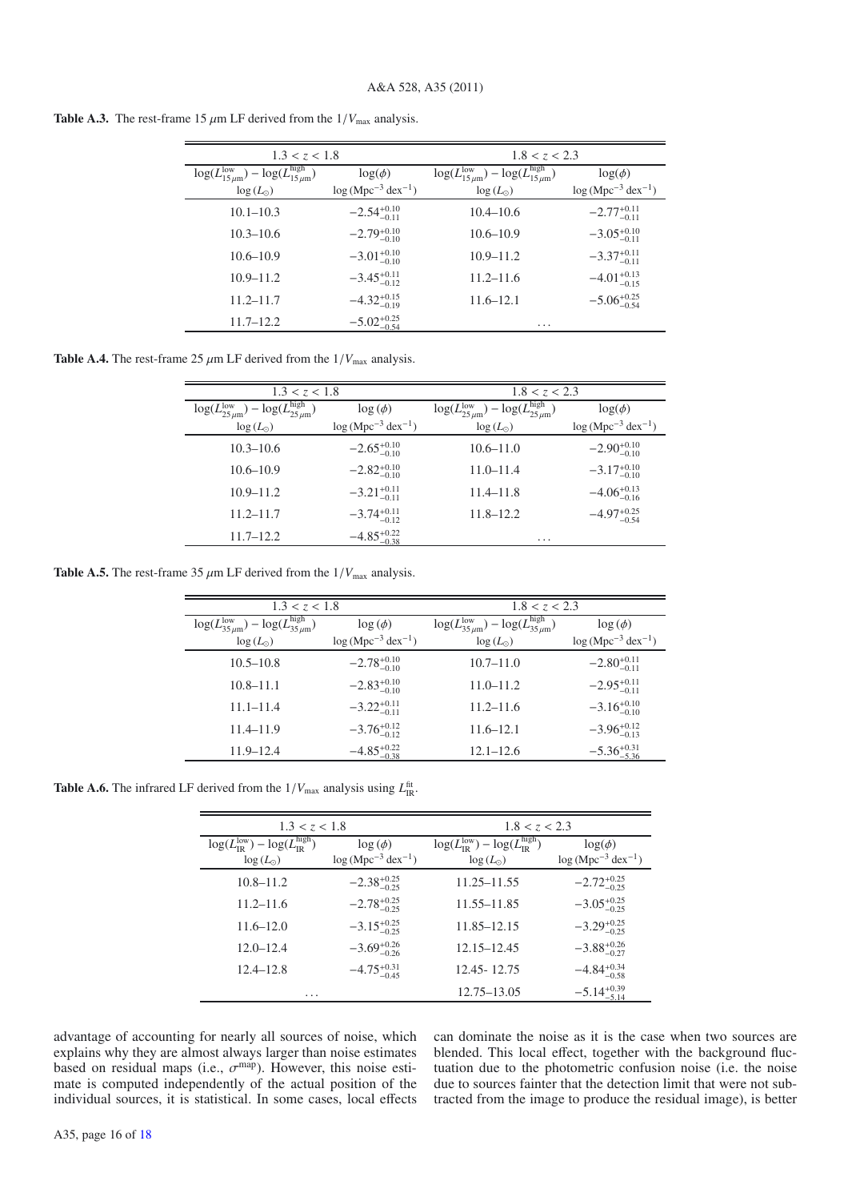**Table A.3.** The rest-frame 15 $\mu$m LF derived from the $1/V_{\max}$ analysis.

| 1.3 < z < 1.8 | | 1.8 < z < 2.3 | |
|---|---|---|---|
| $\log(L^{\rm low}_{15\,\mu\rm m}) - \log(L^{\rm high}_{15\,\mu\rm m})$ $\log(L_\odot)$ | $\log(\phi)$ $\log(\rm Mpc^{-3}\,dex^{-1})$ | $\log(L^{\rm low}_{15\,\mu\rm m}) - \log(L^{\rm high}_{15\,\mu\rm m})$ $\log(L_\odot)$ | $\log(\phi)$ $\log(\rm Mpc^{-3}\,dex^{-1})$ |
| 10.1–10.3 | $-2.54^{+0.10}_{-0.11}$ | 10.4–10.6 | $-2.77^{+0.11}_{-0.11}$ |
| 10.3–10.6 | $-2.79^{+0.10}_{-0.10}$ | 10.6–10.9 | $-3.05^{+0.10}_{-0.11}$ |
| 10.6–10.9 | $-3.01^{+0.10}_{-0.10}$ | 10.9–11.2 | $-3.37^{+0.11}_{-0.11}$ |
| 10.9–11.2 | $-3.45^{+0.11}_{-0.12}$ | 11.2–11.6 | $-4.01^{+0.13}_{-0.15}$ |
| 11.2–11.7 | $-4.32^{+0.15}_{-0.19}$ | 11.6–12.1 | $-5.06^{+0.25}_{-0.54}$ |
| 11.7–12.2 | $-5.02^{+0.25}_{-0.54}$ | ... | |

**Table A.4.** The rest-frame 25 $\mu$m LF derived from the $1/V_{\max}$ analysis.

| 1.3 < z < 1.8 | | 1.8 < z < 2.3 | |
|---|---|---|---|
| $\log(L^{\rm low}_{25\,\mu\rm m}) - \log(L^{\rm high}_{25\,\mu\rm m})$ $\log(L_\odot)$ | $\log(\phi)$ $\log(\rm Mpc^{-3}\,dex^{-1})$ | $\log(L^{\rm low}_{25\,\mu\rm m}) - \log(L^{\rm high}_{25\,\mu\rm m})$ $\log(L_\odot)$ | $\log(\phi)$ $\log(\rm Mpc^{-3}\,dex^{-1})$ |
| 10.3–10.6 | $-2.65^{+0.10}_{-0.10}$ | 10.6–11.0 | $-2.90^{+0.10}_{-0.10}$ |
| 10.6–10.9 | $-2.82^{+0.10}_{-0.10}$ | 11.0–11.4 | $-3.17^{+0.10}_{-0.10}$ |
| 10.9–11.2 | $-3.21^{+0.11}_{-0.11}$ | 11.4–11.8 | $-4.06^{+0.13}_{-0.16}$ |
| 11.2–11.7 | $-3.74^{+0.11}_{-0.12}$ | 11.8–12.2 | $-4.97^{+0.25}_{-0.54}$ |
| 11.7–12.2 | $-4.85^{+0.22}_{-0.38}$ | ... | |

**Table A.5.** The rest-frame 35 $\mu$m LF derived from the $1/V_{\max}$ analysis.

| 1.3 < z < 1.8 | | 1.8 < z < 2.3 | |
|---|---|---|---|
| $\log(L^{\rm low}_{35\,\mu\rm m}) - \log(L^{\rm high}_{35\,\mu\rm m})$ $\log(L_\odot)$ | $\log(\phi)$ $\log(\rm Mpc^{-3}\,dex^{-1})$ | $\log(L^{\rm low}_{35\,\mu\rm m}) - \log(L^{\rm high}_{35\,\mu\rm m})$ $\log(L_\odot)$ | $\log(\phi)$ $\log(\rm Mpc^{-3}\,dex^{-1})$ |
| 10.5–10.8 | $-2.78^{+0.10}_{-0.10}$ | 10.7–11.0 | $-2.80^{+0.11}_{-0.11}$ |
| 10.8–11.1 | $-2.83^{+0.10}_{-0.10}$ | 11.0–11.2 | $-2.95^{+0.11}_{-0.11}$ |
| 11.1–11.4 | $-3.22^{+0.11}_{-0.11}$ | 11.2–11.6 | $-3.16^{+0.10}_{-0.10}$ |
| 11.4–11.9 | $-3.76^{+0.12}_{-0.12}$ | 11.6–12.1 | $-3.96^{+0.12}_{-0.13}$ |
| 11.9–12.4 | $-4.85^{+0.22}_{-0.38}$ | 12.1–12.6 | $-5.36^{+0.31}_{-5.36}$ |

**Table A.6.** The infrared LF derived from the $1/V_{\max}$ analysis using $L^{\rm fit}_{\rm IR}$.

| 1.3 < z < 1.8 | | 1.8 < z < 2.3 | |
|---|---|---|---|
| $\log(L^{\rm low}_{\rm IR}) - \log(L^{\rm high}_{\rm IR})$ $\log(L_\odot)$ | $\log(\phi)$ $\log(\rm Mpc^{-3}\,dex^{-1})$ | $\log(L^{\rm low}_{\rm IR}) - \log(L^{\rm high}_{\rm IR})$ $\log(L_\odot)$ | $\log(\phi)$ $\log(\rm Mpc^{-3}\,dex^{-1})$ |
| 10.8–11.2 | $-2.38^{+0.25}_{-0.25}$ | 11.25–11.55 | $-2.72^{+0.25}_{-0.25}$ |
| 11.2–11.6 | $-2.78^{+0.25}_{-0.25}$ | 11.55–11.85 | $-3.05^{+0.25}_{-0.25}$ |
| 11.6–12.0 | $-3.15^{+0.25}_{-0.25}$ | 11.85–12.15 | $-3.29^{+0.25}_{-0.25}$ |
| 12.0–12.4 | $-3.69^{+0.26}_{-0.26}$ | 12.15–12.45 | $-3.88^{+0.26}_{-0.27}$ |
| 12.4–12.8 | $-4.75^{+0.31}_{-0.45}$ | 12.45- 12.75 | $-4.84^{+0.34}_{-0.58}$ |
| ... | | 12.75–13.05 | $-5.14^{+0.39}_{-5.14}$ |

advantage of accounting for nearly all sources of noise, which explains why they are almost always larger than noise estimates based on residual maps (i.e., $\sigma^{\rm map}$). However, this noise estimate is computed independently of the actual position of the individual sources, it is statistical. In some cases, local effects can dominate the noise as it is the case when two sources are blended. This local effect, together with the background fluctuation due to the photometric confusion noise (i.e. the noise due to sources fainter that the detection limit that were not subtracted from the image to produce the residual image), is better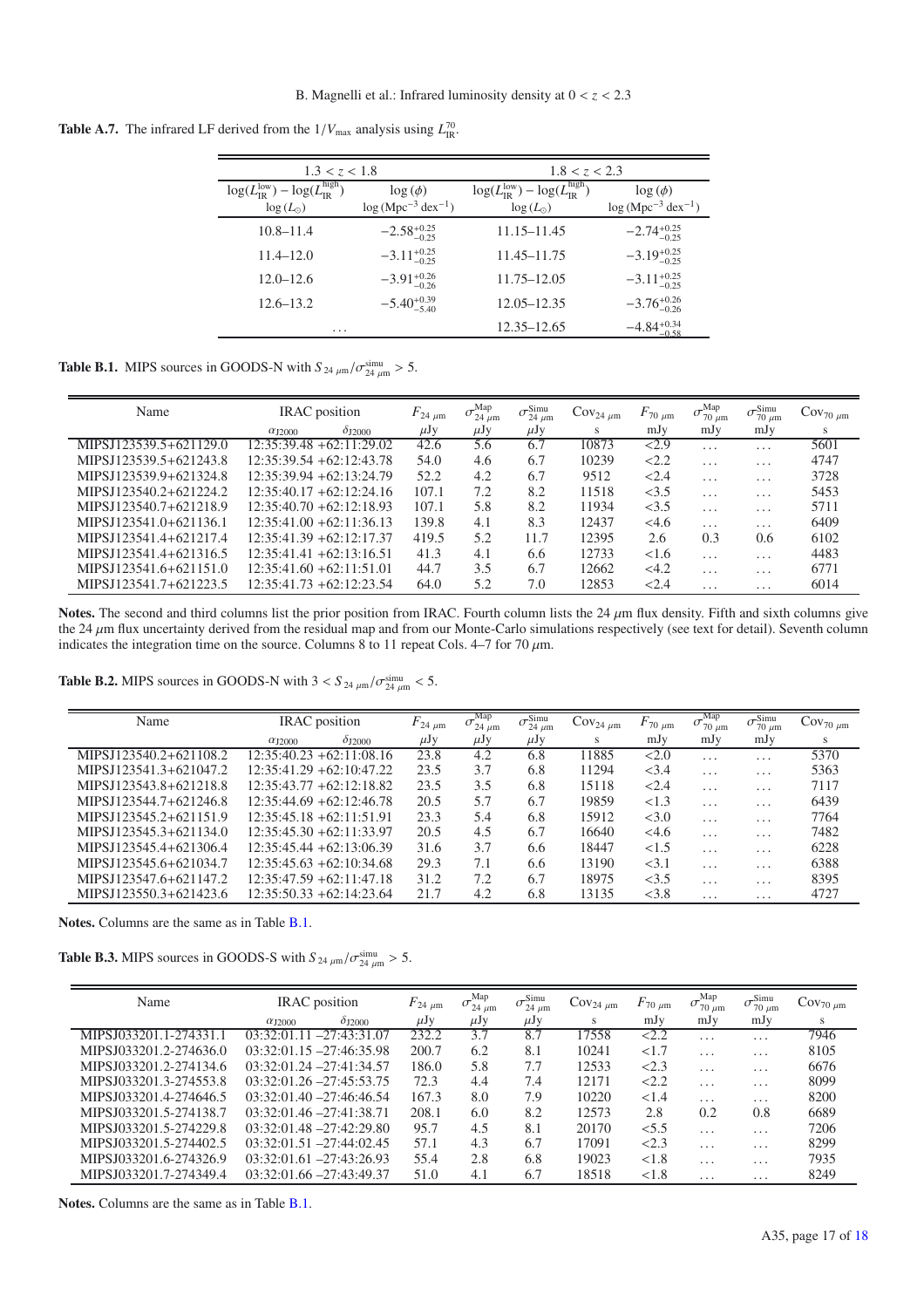**Table A.7.** The infrared LF derived from the $1/V_{\max}$ analysis using $L_{\rm IR}^{70}$.

| $1.3 < z < 1.8$ | | $1.8 < z < 2.3$ | |
|---|---|---|---|
| $\log(L_{\rm IR}^{\rm low}) - \log(L_{\rm IR}^{\rm high})$ $\log(L_{\odot})$ | $\log(\phi)$ $\log(\rm Mpc^{-3}\,dex^{-1})$ | $\log(L_{\rm IR}^{\rm low}) - \log(L_{\rm IR}^{\rm high})$ $\log(L_{\odot})$ | $\log(\phi)$ $\log(\rm Mpc^{-3}\,dex^{-1})$ |
| 10.8–11.4 | $-2.58^{+0.25}_{-0.25}$ | 11.15–11.45 | $-2.74^{+0.25}_{-0.25}$ |
| 11.4–12.0 | $-3.11^{+0.25}_{-0.25}$ | 11.45–11.75 | $-3.19^{+0.25}_{-0.25}$ |
| 12.0–12.6 | $-3.91^{+0.26}_{-0.26}$ | 11.75–12.05 | $-3.11^{+0.25}_{-0.25}$ |
| 12.6–13.2 | $-5.40^{+0.39}_{-5.40}$ | 12.05–12.35 | $-3.76^{+0.26}_{-0.26}$ |
| ... | | 12.35–12.65 | $-4.84^{+0.34}_{-0.58}$ |

**Table B.1.** MIPS sources in GOODS-N with $S_{24\,\mu\rm m}/\sigma_{24\,\mu\rm m}^{\rm simu} > 5$.

| Name | IRAC position | | $F_{24\,\mu\rm m}$ | $\sigma_{24\,\mu\rm m}^{\rm Map}$ | $\sigma_{24\,\mu\rm m}^{\rm Simu}$ | $\rm Cov_{24\,\mu\rm m}$ | $F_{70\,\mu\rm m}$ | $\sigma_{70\,\mu\rm m}^{\rm Map}$ | $\sigma_{70\,\mu\rm m}^{\rm Simu}$ | $\rm Cov_{70\,\mu\rm m}$ |
|---|---|---|---|---|---|---|---|---|---|---|
| | $\alpha_{\rm J2000}$ | $\delta_{\rm J2000}$ | $\mu$Jy | $\mu$Jy | $\mu$Jy | s | mJy | mJy | mJy | s |
| MIPSJ123539.5+621129.0 | 12:35:39.48 | +62:11:29.02 | 42.6 | 5.6 | 6.7 | 10873 | <2.9 | ... | ... | 5601 |
| MIPSJ123539.5+621243.8 | 12:35:39.54 | +62:12:43.78 | 54.0 | 4.6 | 6.7 | 10239 | <2.2 | ... | ... | 4747 |
| MIPSJ123539.9+621324.8 | 12:35:39.94 | +62:13:24.79 | 52.2 | 4.2 | 6.7 | 9512 | <2.4 | ... | ... | 3728 |
| MIPSJ123540.2+621224.2 | 12:35:40.17 | +62:12:24.16 | 107.1 | 7.2 | 8.2 | 11518 | <3.5 | ... | ... | 5453 |
| MIPSJ123540.7+621218.9 | 12:35:40.70 | +62:12:18.93 | 107.1 | 5.8 | 8.2 | 11934 | <3.5 | ... | ... | 5711 |
| MIPSJ123541.0+621136.1 | 12:35:41.00 | +62:11:36.13 | 139.8 | 4.1 | 8.3 | 12437 | <4.6 | ... | ... | 6409 |
| MIPSJ123541.4+621217.4 | 12:35:41.39 | +62:12:17.37 | 419.5 | 5.2 | 11.7 | 12395 | 2.6 | 0.3 | 0.6 | 6102 |
| MIPSJ123541.4+621316.5 | 12:35:41.41 | +62:13:16.51 | 41.3 | 4.1 | 6.6 | 12733 | <1.6 | ... | ... | 4483 |
| MIPSJ123541.6+621151.0 | 12:35:41.60 | +62:11:51.01 | 44.7 | 3.5 | 6.7 | 12662 | <4.2 | ... | ... | 6771 |
| MIPSJ123541.7+621223.5 | 12:35:41.73 | +62:12:23.54 | 64.0 | 5.2 | 7.0 | 12853 | <2.4 | ... | ... | 6014 |

**Notes.** The second and third columns list the prior position from IRAC. Fourth column lists the 24 $\mu$m flux density. Fifth and sixth columns give the 24 $\mu$m flux uncertainty derived from the residual map and from our Monte-Carlo simulations respectively (see text for detail). Seventh column indicates the integration time on the source. Columns 8 to 11 repeat Cols. 4–7 for 70 $\mu$m.

**Table B.2.** MIPS sources in GOODS-N with $3 < S_{24\,\mu\rm m}/\sigma_{24\,\mu\rm m}^{\rm simu} < 5$.

| Name | IRAC position | | $F_{24\,\mu\rm m}$ | $\sigma_{24\,\mu\rm m}^{\rm Map}$ | $\sigma_{24\,\mu\rm m}^{\rm Simu}$ | $\rm Cov_{24\,\mu\rm m}$ | $F_{70\,\mu\rm m}$ | $\sigma_{70\,\mu\rm m}^{\rm Map}$ | $\sigma_{70\,\mu\rm m}^{\rm Simu}$ | $\rm Cov_{70\,\mu\rm m}$ |
|---|---|---|---|---|---|---|---|---|---|---|
| | $\alpha_{\rm J2000}$ | $\delta_{\rm J2000}$ | $\mu$Jy | $\mu$Jy | $\mu$Jy | s | mJy | mJy | mJy | s |
| MIPSJ123540.2+621108.2 | 12:35:40.23 | +62:11:08.16 | 23.8 | 4.2 | 6.8 | 11885 | <2.0 | ... | ... | 5370 |
| MIPSJ123541.3+621047.2 | 12:35:41.29 | +62:10:47.22 | 23.5 | 3.7 | 6.8 | 11294 | <3.4 | ... | ... | 5363 |
| MIPSJ123543.8+621218.8 | 12:35:43.77 | +62:12:18.82 | 23.5 | 3.5 | 6.8 | 15118 | <2.4 | ... | ... | 7117 |
| MIPSJ123544.7+621246.8 | 12:35:44.69 | +62:12:46.78 | 20.5 | 5.7 | 6.7 | 19859 | <1.3 | ... | ... | 6439 |
| MIPSJ123545.2+621151.9 | 12:35:45.18 | +62:11:51.91 | 23.3 | 5.4 | 6.8 | 15912 | <3.0 | ... | ... | 7764 |
| MIPSJ123545.3+621134.0 | 12:35:45.30 | +62:11:33.97 | 20.5 | 4.5 | 6.7 | 16640 | <4.6 | ... | ... | 7482 |
| MIPSJ123545.4+621306.4 | 12:35:45.44 | +62:13:06.39 | 31.6 | 3.7 | 6.6 | 18447 | <1.5 | ... | ... | 6228 |
| MIPSJ123545.6+621034.7 | 12:35:45.63 | +62:10:34.68 | 29.3 | 7.1 | 6.6 | 13190 | <3.1 | ... | ... | 6388 |
| MIPSJ123547.6+621147.2 | 12:35:47.59 | +62:11:47.18 | 31.2 | 7.2 | 6.7 | 18975 | <3.5 | ... | ... | 8395 |
| MIPSJ123550.3+621423.6 | 12:35:50.33 | +62:14:23.64 | 21.7 | 4.2 | 6.8 | 13135 | <3.8 | ... | ... | 4727 |

**Notes.** Columns are the same as in Table B.1.

**Table B.3.** MIPS sources in GOODS-S with $S_{24\,\mu\rm m}/\sigma_{24\,\mu\rm m}^{\rm simu} > 5$.

| Name | IRAC position | | $F_{24\,\mu\rm m}$ | $\sigma_{24\,\mu\rm m}^{\rm Map}$ | $\sigma_{24\,\mu\rm m}^{\rm Simu}$ | $\rm Cov_{24\,\mu\rm m}$ | $F_{70\,\mu\rm m}$ | $\sigma_{70\,\mu\rm m}^{\rm Map}$ | $\sigma_{70\,\mu\rm m}^{\rm Simu}$ | $\rm Cov_{70\,\mu\rm m}$ |
|---|---|---|---|---|---|---|---|---|---|---|
| | $\alpha_{\rm J2000}$ | $\delta_{\rm J2000}$ | $\mu$Jy | $\mu$Jy | $\mu$Jy | s | mJy | mJy | mJy | s |
| MIPSJ033201.1-274331.1 | 03:32:01.11 | −27:43:31.07 | 232.2 | 3.7 | 8.7 | 17558 | <2.2 | ... | ... | 7946 |
| MIPSJ033201.2-274636.0 | 03:32:01.15 | −27:46:35.98 | 200.7 | 6.2 | 8.1 | 10241 | <1.7 | ... | ... | 8105 |
| MIPSJ033201.2-274134.6 | 03:32:01.24 | −27:41:34.57 | 186.0 | 5.8 | 7.7 | 12533 | <2.3 | ... | ... | 6676 |
| MIPSJ033201.3-274553.8 | 03:32:01.26 | −27:45:53.75 | 72.3 | 4.4 | 7.4 | 12171 | <2.2 | ... | ... | 8099 |
| MIPSJ033201.4-274646.5 | 03:32:01.40 | −27:46:46.54 | 167.3 | 8.0 | 7.9 | 10220 | <1.4 | ... | ... | 8200 |
| MIPSJ033201.5-274138.7 | 03:32:01.46 | −27:41:38.71 | 208.1 | 6.0 | 8.2 | 12573 | 2.8 | 0.2 | 0.8 | 6689 |
| MIPSJ033201.5-274229.8 | 03:32:01.48 | −27:42:29.80 | 95.7 | 4.5 | 8.1 | 20170 | <5.5 | ... | ... | 7206 |
| MIPSJ033201.5-274402.5 | 03:32:01.51 | −27:44:02.45 | 57.1 | 4.3 | 6.7 | 17091 | <2.3 | ... | ... | 8299 |
| MIPSJ033201.6-274326.9 | 03:32:01.61 | −27:43:26.93 | 55.4 | 2.8 | 6.8 | 19023 | <1.8 | ... | ... | 7935 |
| MIPSJ033201.7-274349.4 | 03:32:01.66 | −27:43:49.37 | 51.0 | 4.1 | 6.7 | 18518 | <1.8 | ... | ... | 8249 |

**Notes.** Columns are the same as in Table B.1.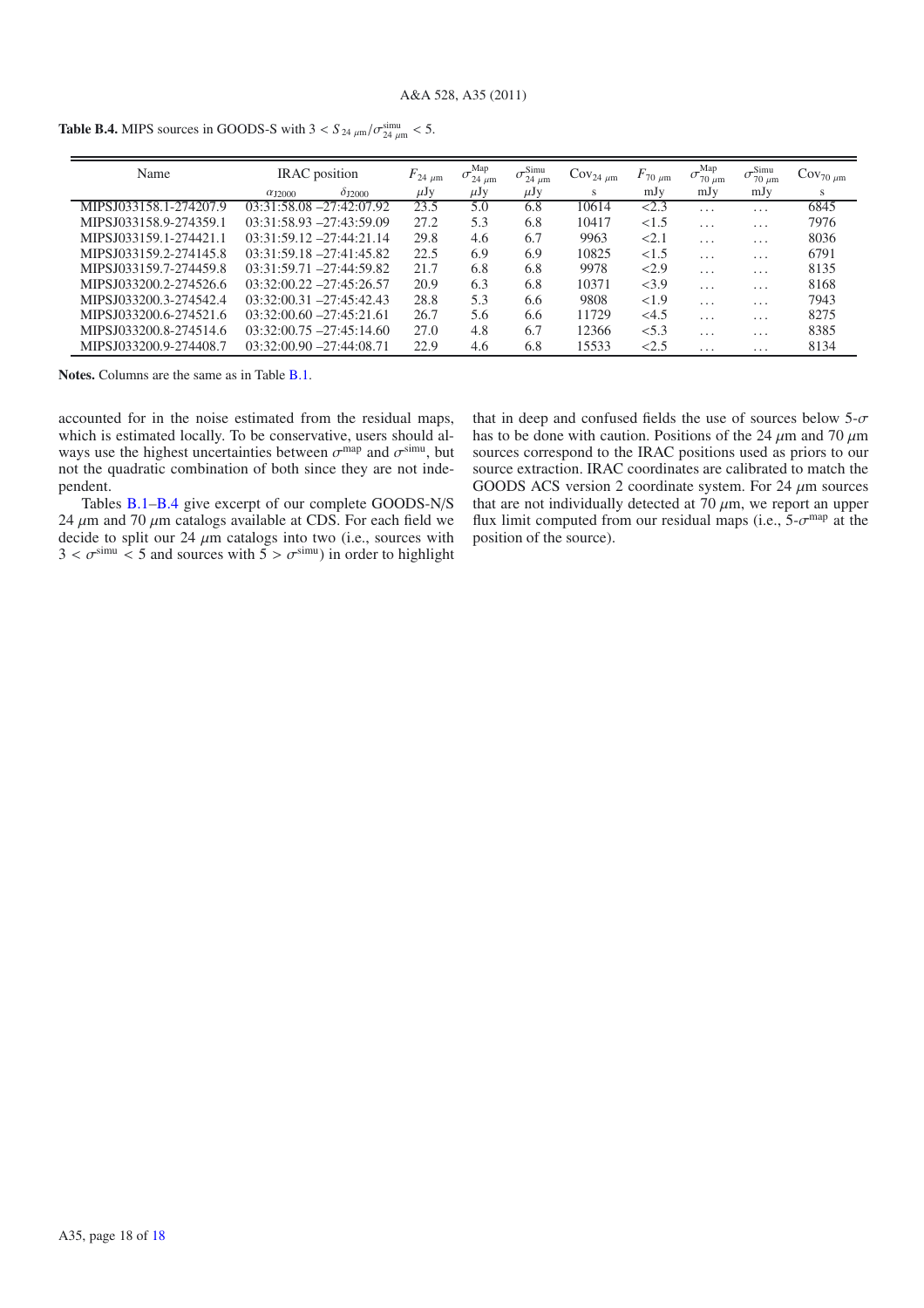**Table B.4.** MIPS sources in GOODS-S with $3 < S_{24\ \mu\mathrm{m}}/\sigma^{\mathrm{simu}}_{24\ \mu\mathrm{m}} < 5$.

| Name | IRAC position | | $F_{24\ \mu\mathrm{m}}$ | $\sigma^{\mathrm{Map}}_{24\ \mu\mathrm{m}}$ | $\sigma^{\mathrm{Simu}}_{24\ \mu\mathrm{m}}$ | $\mathrm{Cov}_{24\ \mu\mathrm{m}}$ | $F_{70\ \mu\mathrm{m}}$ | $\sigma^{\mathrm{Map}}_{70\ \mu\mathrm{m}}$ | $\sigma^{\mathrm{Simu}}_{70\ \mu\mathrm{m}}$ | $\mathrm{Cov}_{70\ \mu\mathrm{m}}$ |
|---|---|---|---|---|---|---|---|---|---|---|
| | $\alpha_{\mathrm{J2000}}$ | $\delta_{\mathrm{J2000}}$ | $\mu$Jy | $\mu$Jy | $\mu$Jy | s | mJy | mJy | mJy | s |
| MIPSJ033158.1-274207.9 | 03:31:58.08 | –27:42:07.92 | 23.5 | 5.0 | 6.8 | 10614 | <2.3 | … | … | 6845 |
| MIPSJ033158.9-274359.1 | 03:31:58.93 | –27:43:59.09 | 27.2 | 5.3 | 6.8 | 10417 | <1.5 | … | … | 7976 |
| MIPSJ033159.1-274421.1 | 03:31:59.12 | –27:44:21.14 | 29.8 | 4.6 | 6.7 | 9963 | <2.1 | … | … | 8036 |
| MIPSJ033159.2-274145.8 | 03:31:59.18 | –27:41:45.82 | 22.5 | 6.9 | 6.9 | 10825 | <1.5 | … | … | 6791 |
| MIPSJ033159.7-274459.8 | 03:31:59.71 | –27:44:59.82 | 21.7 | 6.8 | 6.8 | 9978 | <2.9 | … | … | 8135 |
| MIPSJ033200.2-274526.6 | 03:32:00.22 | –27:45:26.57 | 20.9 | 6.3 | 6.8 | 10371 | <3.9 | … | … | 8168 |
| MIPSJ033200.3-274542.4 | 03:32:00.31 | –27:45:42.43 | 28.8 | 5.3 | 6.6 | 9808 | <1.9 | … | … | 7943 |
| MIPSJ033200.6-274521.6 | 03:32:00.60 | –27:45:21.61 | 26.7 | 5.6 | 6.6 | 11729 | <4.5 | … | … | 8275 |
| MIPSJ033200.8-274514.6 | 03:32:00.75 | –27:45:14.60 | 27.0 | 4.8 | 6.7 | 12366 | <5.3 | … | … | 8385 |
| MIPSJ033200.9-274408.7 | 03:32:00.90 | –27:44:08.71 | 22.9 | 4.6 | 6.8 | 15533 | <2.5 | … | … | 8134 |

**Notes.** Columns are the same as in Table B.1.

accounted for in the noise estimated from the residual maps, which is estimated locally. To be conservative, users should always use the highest uncertainties between $\sigma^{\mathrm{map}}$ and $\sigma^{\mathrm{simu}}$, but not the quadratic combination of both since they are not independent.

Tables B.1–B.4 give excerpt of our complete GOODS-N/S 24 $\mu$m and 70 $\mu$m catalogs available at CDS. For each field we decide to split our 24 $\mu$m catalogs into two (i.e., sources with $3 < \sigma^{\mathrm{simu}} < 5$ and sources with $5 > \sigma^{\mathrm{simu}}$) in order to highlight that in deep and confused fields the use of sources below 5-$\sigma$ has to be done with caution. Positions of the 24 $\mu$m and 70 $\mu$m sources correspond to the IRAC positions used as priors to our source extraction. IRAC coordinates are calibrated to match the GOODS ACS version 2 coordinate system. For 24 $\mu$m sources that are not individually detected at 70 $\mu$m, we report an upper flux limit computed from our residual maps (i.e., 5-$\sigma^{\mathrm{map}}$ at the position of the source).